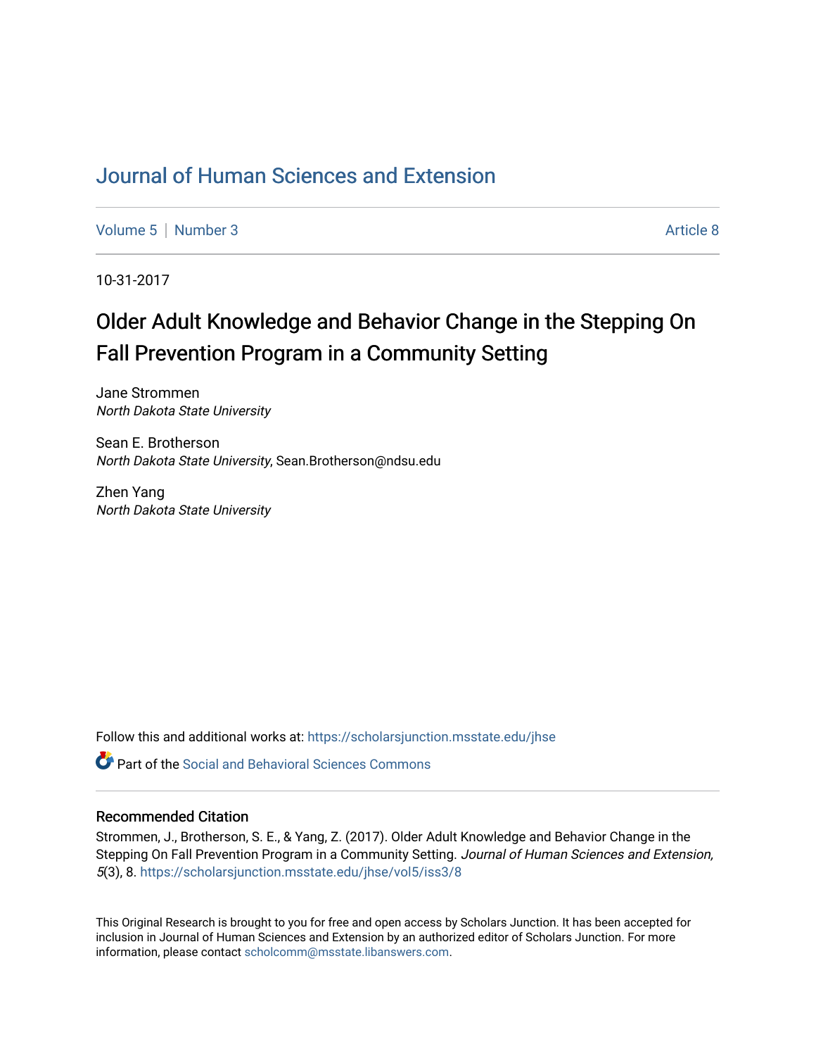# Journal of Human Sciences and Extension

Volume 5 | Number 3 Article 8

10-31-2017

## Older Adult Knowledge and Behavior Change in the Stepping On Fall Prevention Program in a Community Setting

Jane Strommen
*North Dakota State University*

Sean E. Brotherson
*North Dakota State University*, Sean.Brotherson@ndsu.edu

Zhen Yang
*North Dakota State University*

Follow this and additional works at: https://scholarsjunction.msstate.edu/jhse

Part of the Social and Behavioral Sciences Commons

### Recommended Citation

Strommen, J., Brotherson, S. E., & Yang, Z. (2017). Older Adult Knowledge and Behavior Change in the Stepping On Fall Prevention Program in a Community Setting. *Journal of Human Sciences and Extension, 5*(3), 8. https://scholarsjunction.msstate.edu/jhse/vol5/iss3/8

This Original Research is brought to you for free and open access by Scholars Junction. It has been accepted for inclusion in Journal of Human Sciences and Extension by an authorized editor of Scholars Junction. For more information, please contact scholcomm@msstate.libanswers.com.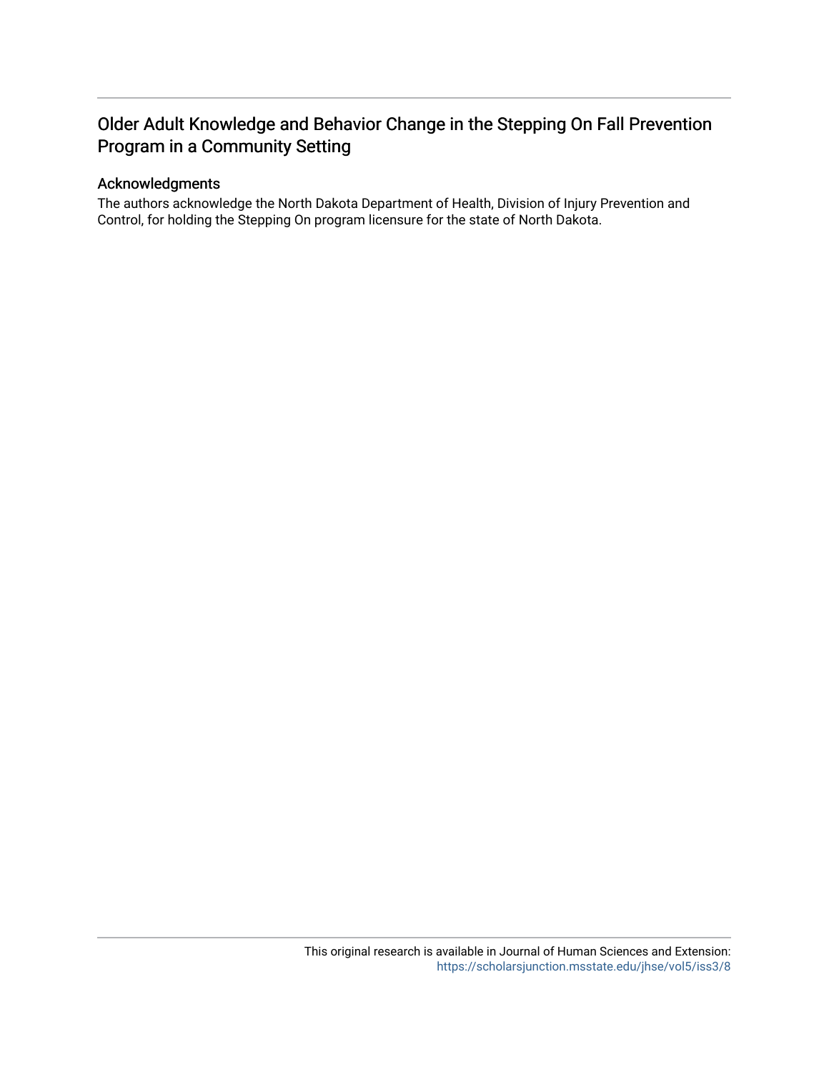# Older Adult Knowledge and Behavior Change in the Stepping On Fall Prevention Program in a Community Setting

## Acknowledgments

The authors acknowledge the North Dakota Department of Health, Division of Injury Prevention and Control, for holding the Stepping On program licensure for the state of North Dakota.

This original research is available in Journal of Human Sciences and Extension: https://scholarsjunction.msstate.edu/jhse/vol5/iss3/8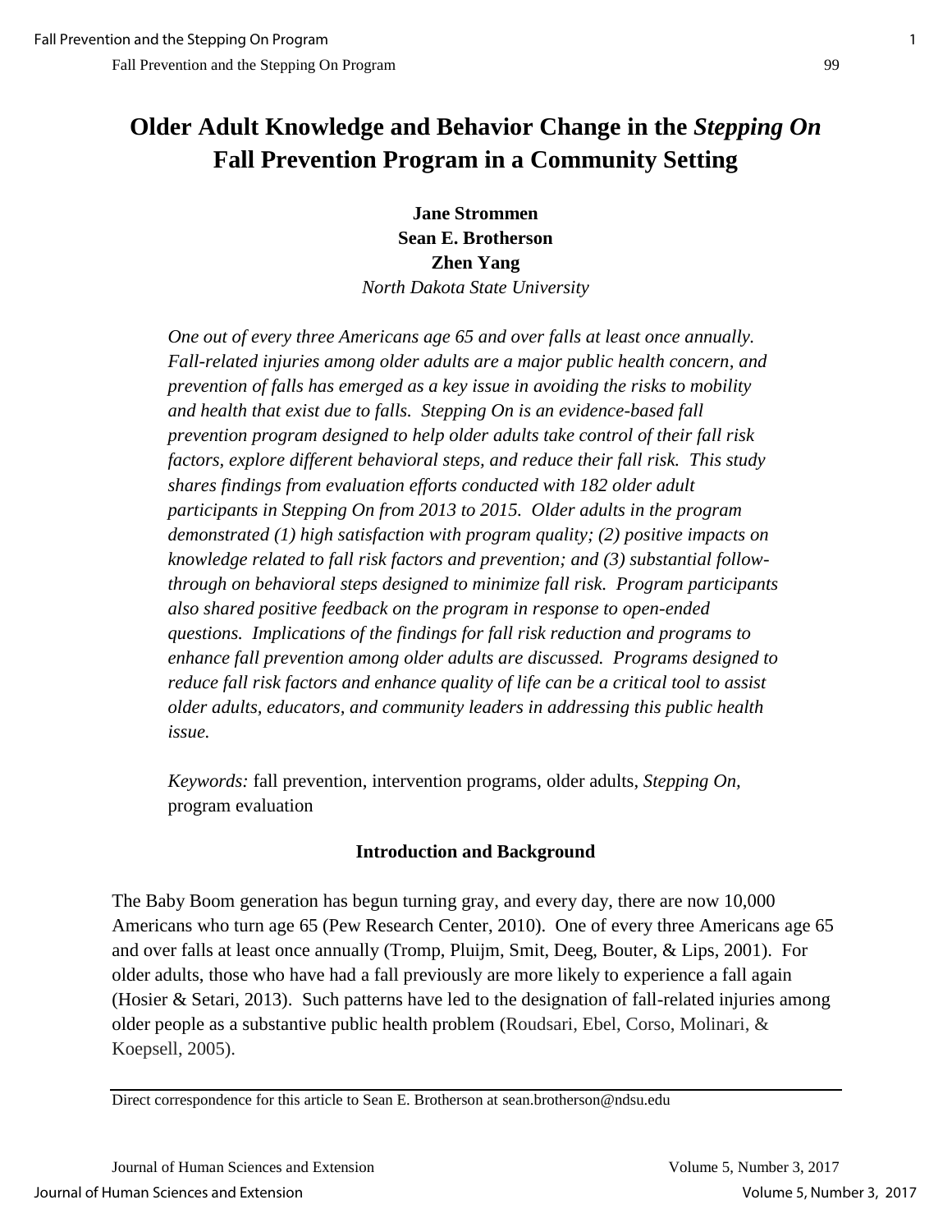# Older Adult Knowledge and Behavior Change in the *Stepping On* Fall Prevention Program in a Community Setting

**Jane Strommen**
**Sean E. Brotherson**
**Zhen Yang**
*North Dakota State University*

*One out of every three Americans age 65 and over falls at least once annually. Fall-related injuries among older adults are a major public health concern, and prevention of falls has emerged as a key issue in avoiding the risks to mobility and health that exist due to falls. Stepping On is an evidence-based fall prevention program designed to help older adults take control of their fall risk factors, explore different behavioral steps, and reduce their fall risk. This study shares findings from evaluation efforts conducted with 182 older adult participants in Stepping On from 2013 to 2015. Older adults in the program demonstrated (1) high satisfaction with program quality; (2) positive impacts on knowledge related to fall risk factors and prevention; and (3) substantial follow-through on behavioral steps designed to minimize fall risk. Program participants also shared positive feedback on the program in response to open-ended questions. Implications of the findings for fall risk reduction and programs to enhance fall prevention among older adults are discussed. Programs designed to reduce fall risk factors and enhance quality of life can be a critical tool to assist older adults, educators, and community leaders in addressing this public health issue.*

*Keywords:* fall prevention, intervention programs, older adults, *Stepping On,* program evaluation

## Introduction and Background

The Baby Boom generation has begun turning gray, and every day, there are now 10,000 Americans who turn age 65 (Pew Research Center, 2010). One of every three Americans age 65 and over falls at least once annually (Tromp, Pluijm, Smit, Deeg, Bouter, & Lips, 2001). For older adults, those who have had a fall previously are more likely to experience a fall again (Hosier & Setari, 2013). Such patterns have led to the designation of fall-related injuries among older people as a substantive public health problem (Roudsari, Ebel, Corso, Molinari, & Koepsell, 2005).

Direct correspondence for this article to Sean E. Brotherson at sean.brotherson@ndsu.edu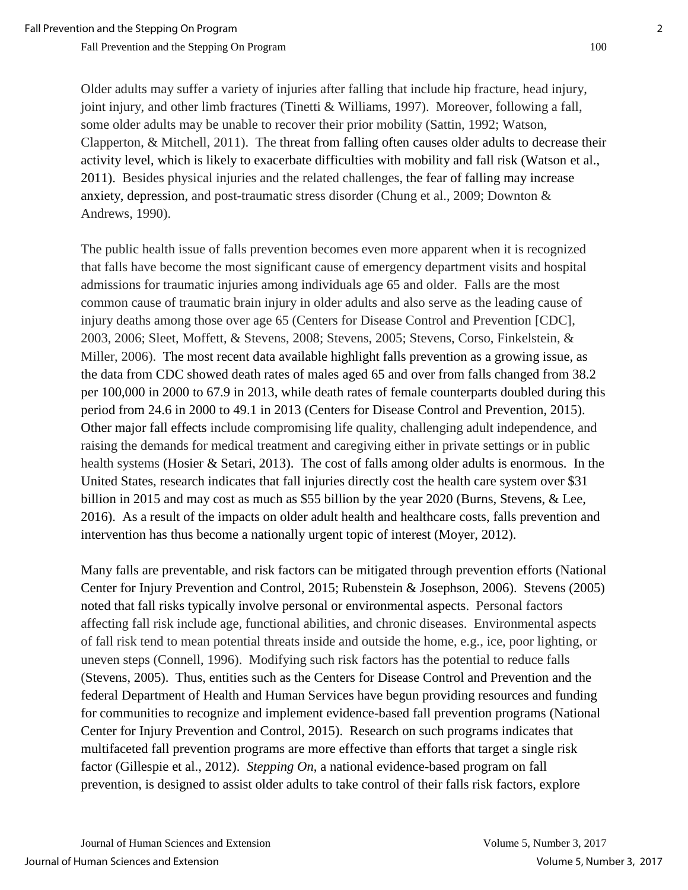Older adults may suffer a variety of injuries after falling that include hip fracture, head injury, joint injury, and other limb fractures (Tinetti & Williams, 1997). Moreover, following a fall, some older adults may be unable to recover their prior mobility (Sattin, 1992; Watson, Clapperton, & Mitchell, 2011). The threat from falling often causes older adults to decrease their activity level, which is likely to exacerbate difficulties with mobility and fall risk (Watson et al., 2011). Besides physical injuries and the related challenges, the fear of falling may increase anxiety, depression, and post-traumatic stress disorder (Chung et al., 2009; Downton & Andrews, 1990).

The public health issue of falls prevention becomes even more apparent when it is recognized that falls have become the most significant cause of emergency department visits and hospital admissions for traumatic injuries among individuals age 65 and older. Falls are the most common cause of traumatic brain injury in older adults and also serve as the leading cause of injury deaths among those over age 65 (Centers for Disease Control and Prevention [CDC], 2003, 2006; Sleet, Moffett, & Stevens, 2008; Stevens, 2005; Stevens, Corso, Finkelstein, & Miller, 2006). The most recent data available highlight falls prevention as a growing issue, as the data from CDC showed death rates of males aged 65 and over from falls changed from 38.2 per 100,000 in 2000 to 67.9 in 2013, while death rates of female counterparts doubled during this period from 24.6 in 2000 to 49.1 in 2013 (Centers for Disease Control and Prevention, 2015). Other major fall effects include compromising life quality, challenging adult independence, and raising the demands for medical treatment and caregiving either in private settings or in public health systems (Hosier & Setari, 2013). The cost of falls among older adults is enormous. In the United States, research indicates that fall injuries directly cost the health care system over $31 billion in 2015 and may cost as much as $55 billion by the year 2020 (Burns, Stevens, & Lee, 2016). As a result of the impacts on older adult health and healthcare costs, falls prevention and intervention has thus become a nationally urgent topic of interest (Moyer, 2012).

Many falls are preventable, and risk factors can be mitigated through prevention efforts (National Center for Injury Prevention and Control, 2015; Rubenstein & Josephson, 2006). Stevens (2005) noted that fall risks typically involve personal or environmental aspects. Personal factors affecting fall risk include age, functional abilities, and chronic diseases. Environmental aspects of fall risk tend to mean potential threats inside and outside the home, e.g., ice, poor lighting, or uneven steps (Connell, 1996). Modifying such risk factors has the potential to reduce falls (Stevens, 2005). Thus, entities such as the Centers for Disease Control and Prevention and the federal Department of Health and Human Services have begun providing resources and funding for communities to recognize and implement evidence-based fall prevention programs (National Center for Injury Prevention and Control, 2015). Research on such programs indicates that multifaceted fall prevention programs are more effective than efforts that target a single risk factor (Gillespie et al., 2012). *Stepping On*, a national evidence-based program on fall prevention, is designed to assist older adults to take control of their falls risk factors, explore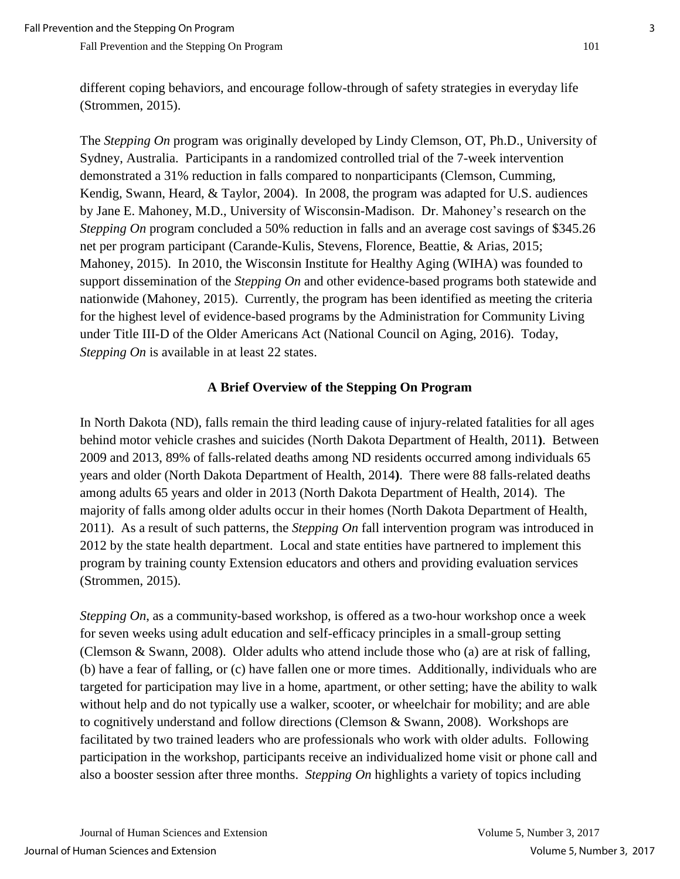different coping behaviors, and encourage follow-through of safety strategies in everyday life (Strommen, 2015).

The *Stepping On* program was originally developed by Lindy Clemson, OT, Ph.D., University of Sydney, Australia. Participants in a randomized controlled trial of the 7-week intervention demonstrated a 31% reduction in falls compared to nonparticipants (Clemson, Cumming, Kendig, Swann, Heard, & Taylor, 2004). In 2008, the program was adapted for U.S. audiences by Jane E. Mahoney, M.D., University of Wisconsin-Madison. Dr. Mahoney's research on the *Stepping On* program concluded a 50% reduction in falls and an average cost savings of $345.26 net per program participant (Carande-Kulis, Stevens, Florence, Beattie, & Arias, 2015; Mahoney, 2015). In 2010, the Wisconsin Institute for Healthy Aging (WIHA) was founded to support dissemination of the *Stepping On* and other evidence-based programs both statewide and nationwide (Mahoney, 2015). Currently, the program has been identified as meeting the criteria for the highest level of evidence-based programs by the Administration for Community Living under Title III-D of the Older Americans Act (National Council on Aging, 2016). Today, *Stepping On* is available in at least 22 states.

## A Brief Overview of the Stepping On Program

In North Dakota (ND), falls remain the third leading cause of injury-related fatalities for all ages behind motor vehicle crashes and suicides (North Dakota Department of Health, 2011**)**. Between 2009 and 2013, 89% of falls-related deaths among ND residents occurred among individuals 65 years and older (North Dakota Department of Health, 2014**)**. There were 88 falls-related deaths among adults 65 years and older in 2013 (North Dakota Department of Health, 2014). The majority of falls among older adults occur in their homes (North Dakota Department of Health, 2011). As a result of such patterns, the *Stepping On* fall intervention program was introduced in 2012 by the state health department. Local and state entities have partnered to implement this program by training county Extension educators and others and providing evaluation services (Strommen, 2015).

*Stepping On*, as a community-based workshop, is offered as a two-hour workshop once a week for seven weeks using adult education and self-efficacy principles in a small-group setting (Clemson & Swann, 2008). Older adults who attend include those who (a) are at risk of falling, (b) have a fear of falling, or (c) have fallen one or more times. Additionally, individuals who are targeted for participation may live in a home, apartment, or other setting; have the ability to walk without help and do not typically use a walker, scooter, or wheelchair for mobility; and are able to cognitively understand and follow directions (Clemson & Swann, 2008). Workshops are facilitated by two trained leaders who are professionals who work with older adults. Following participation in the workshop, participants receive an individualized home visit or phone call and also a booster session after three months. *Stepping On* highlights a variety of topics including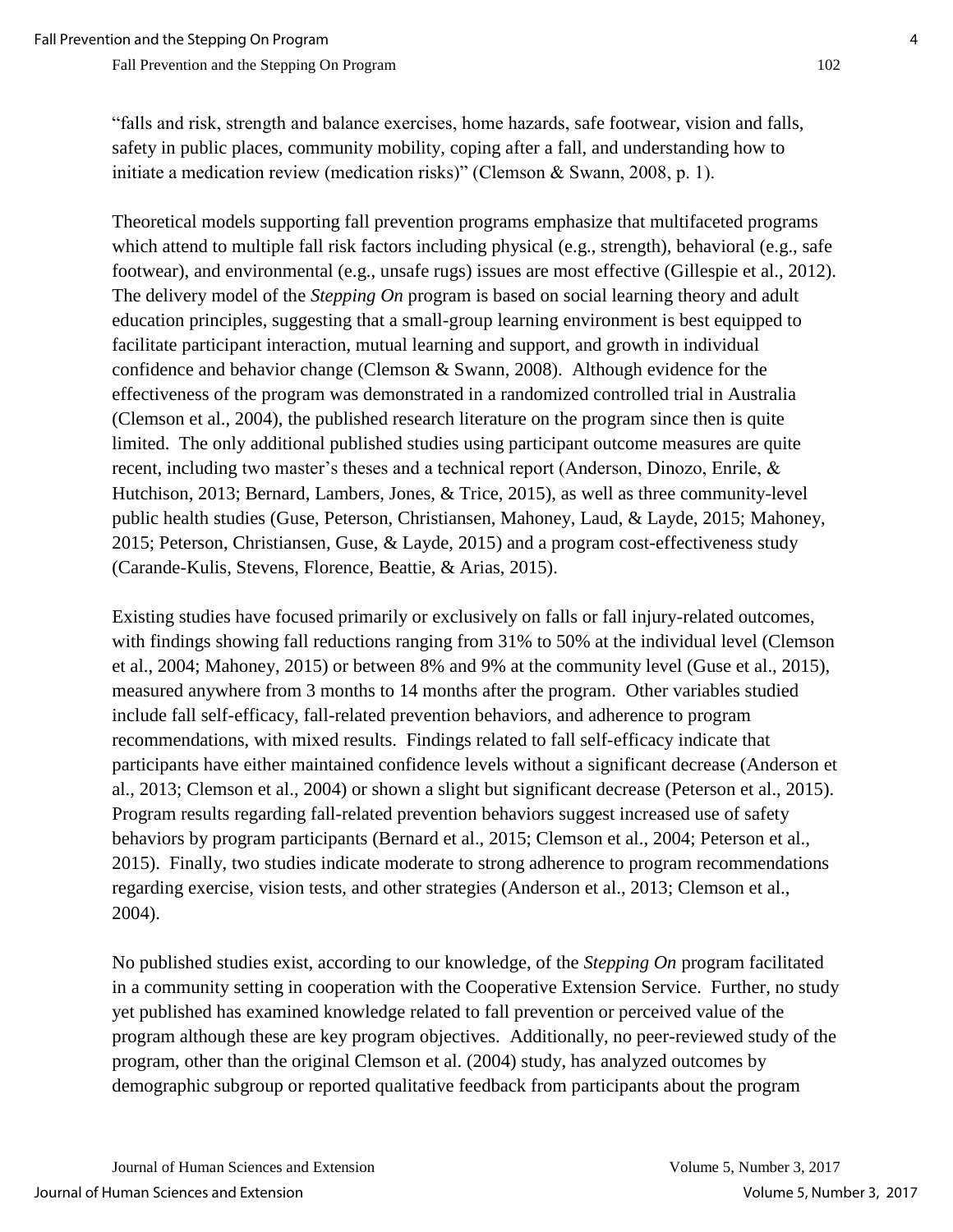"falls and risk, strength and balance exercises, home hazards, safe footwear, vision and falls, safety in public places, community mobility, coping after a fall, and understanding how to initiate a medication review (medication risks)" (Clemson & Swann, 2008, p. 1).

Theoretical models supporting fall prevention programs emphasize that multifaceted programs which attend to multiple fall risk factors including physical (e.g., strength), behavioral (e.g., safe footwear), and environmental (e.g., unsafe rugs) issues are most effective (Gillespie et al., 2012). The delivery model of the *Stepping On* program is based on social learning theory and adult education principles, suggesting that a small-group learning environment is best equipped to facilitate participant interaction, mutual learning and support, and growth in individual confidence and behavior change (Clemson & Swann, 2008). Although evidence for the effectiveness of the program was demonstrated in a randomized controlled trial in Australia (Clemson et al., 2004), the published research literature on the program since then is quite limited. The only additional published studies using participant outcome measures are quite recent, including two master's theses and a technical report (Anderson, Dinozo, Enrile, & Hutchison, 2013; Bernard, Lambers, Jones, & Trice, 2015), as well as three community-level public health studies (Guse, Peterson, Christiansen, Mahoney, Laud, & Layde, 2015; Mahoney, 2015; Peterson, Christiansen, Guse, & Layde, 2015) and a program cost-effectiveness study (Carande-Kulis, Stevens, Florence, Beattie, & Arias, 2015).

Existing studies have focused primarily or exclusively on falls or fall injury-related outcomes, with findings showing fall reductions ranging from 31% to 50% at the individual level (Clemson et al., 2004; Mahoney, 2015) or between 8% and 9% at the community level (Guse et al., 2015), measured anywhere from 3 months to 14 months after the program. Other variables studied include fall self-efficacy, fall-related prevention behaviors, and adherence to program recommendations, with mixed results. Findings related to fall self-efficacy indicate that participants have either maintained confidence levels without a significant decrease (Anderson et al., 2013; Clemson et al., 2004) or shown a slight but significant decrease (Peterson et al., 2015). Program results regarding fall-related prevention behaviors suggest increased use of safety behaviors by program participants (Bernard et al., 2015; Clemson et al., 2004; Peterson et al., 2015). Finally, two studies indicate moderate to strong adherence to program recommendations regarding exercise, vision tests, and other strategies (Anderson et al., 2013; Clemson et al., 2004).

No published studies exist, according to our knowledge, of the *Stepping On* program facilitated in a community setting in cooperation with the Cooperative Extension Service. Further, no study yet published has examined knowledge related to fall prevention or perceived value of the program although these are key program objectives. Additionally, no peer-reviewed study of the program, other than the original Clemson et al. (2004) study, has analyzed outcomes by demographic subgroup or reported qualitative feedback from participants about the program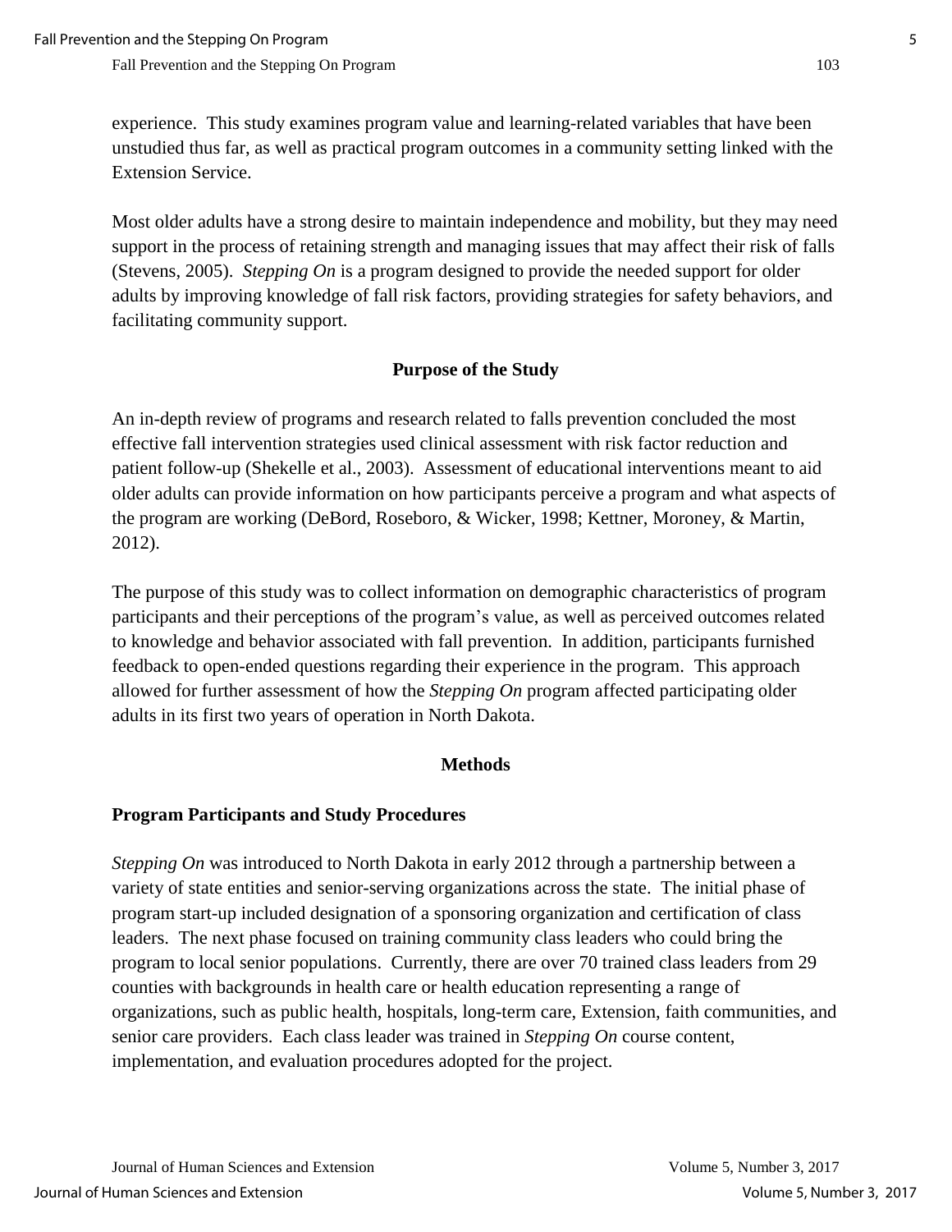experience. This study examines program value and learning-related variables that have been unstudied thus far, as well as practical program outcomes in a community setting linked with the Extension Service.

Most older adults have a strong desire to maintain independence and mobility, but they may need support in the process of retaining strength and managing issues that may affect their risk of falls (Stevens, 2005). *Stepping On* is a program designed to provide the needed support for older adults by improving knowledge of fall risk factors, providing strategies for safety behaviors, and facilitating community support.

## Purpose of the Study

An in-depth review of programs and research related to falls prevention concluded the most effective fall intervention strategies used clinical assessment with risk factor reduction and patient follow-up (Shekelle et al., 2003). Assessment of educational interventions meant to aid older adults can provide information on how participants perceive a program and what aspects of the program are working (DeBord, Roseboro, & Wicker, 1998; Kettner, Moroney, & Martin, 2012).

The purpose of this study was to collect information on demographic characteristics of program participants and their perceptions of the program's value, as well as perceived outcomes related to knowledge and behavior associated with fall prevention. In addition, participants furnished feedback to open-ended questions regarding their experience in the program. This approach allowed for further assessment of how the *Stepping On* program affected participating older adults in its first two years of operation in North Dakota.

## Methods

### Program Participants and Study Procedures

*Stepping On* was introduced to North Dakota in early 2012 through a partnership between a variety of state entities and senior-serving organizations across the state. The initial phase of program start-up included designation of a sponsoring organization and certification of class leaders. The next phase focused on training community class leaders who could bring the program to local senior populations. Currently, there are over 70 trained class leaders from 29 counties with backgrounds in health care or health education representing a range of organizations, such as public health, hospitals, long-term care, Extension, faith communities, and senior care providers. Each class leader was trained in *Stepping On* course content, implementation, and evaluation procedures adopted for the project.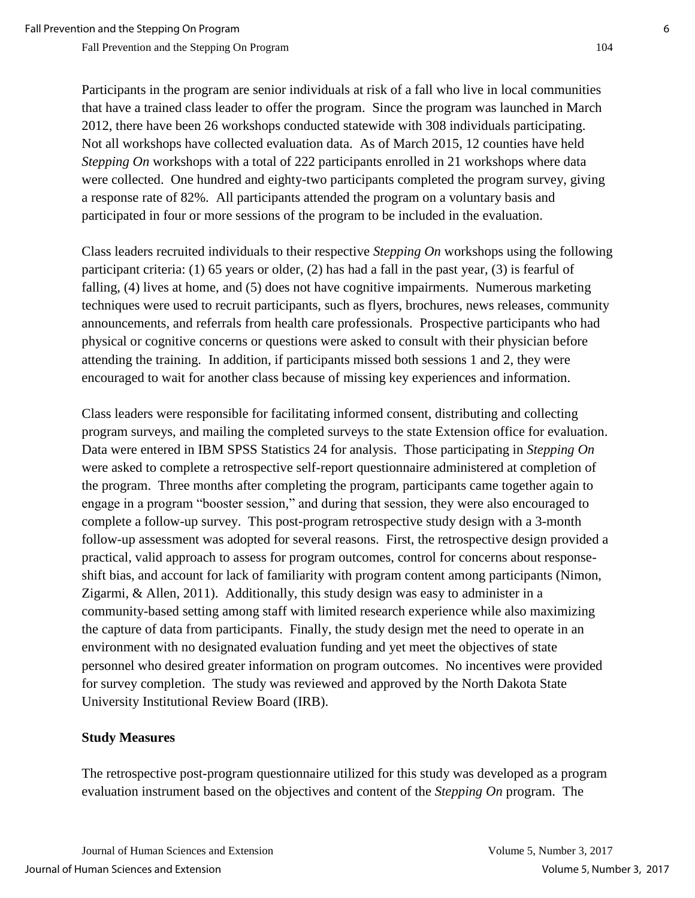Participants in the program are senior individuals at risk of a fall who live in local communities that have a trained class leader to offer the program. Since the program was launched in March 2012, there have been 26 workshops conducted statewide with 308 individuals participating. Not all workshops have collected evaluation data. As of March 2015, 12 counties have held *Stepping On* workshops with a total of 222 participants enrolled in 21 workshops where data were collected. One hundred and eighty-two participants completed the program survey, giving a response rate of 82%. All participants attended the program on a voluntary basis and participated in four or more sessions of the program to be included in the evaluation.

Class leaders recruited individuals to their respective *Stepping On* workshops using the following participant criteria: (1) 65 years or older, (2) has had a fall in the past year, (3) is fearful of falling, (4) lives at home, and (5) does not have cognitive impairments. Numerous marketing techniques were used to recruit participants, such as flyers, brochures, news releases, community announcements, and referrals from health care professionals. Prospective participants who had physical or cognitive concerns or questions were asked to consult with their physician before attending the training. In addition, if participants missed both sessions 1 and 2, they were encouraged to wait for another class because of missing key experiences and information.

Class leaders were responsible for facilitating informed consent, distributing and collecting program surveys, and mailing the completed surveys to the state Extension office for evaluation. Data were entered in IBM SPSS Statistics 24 for analysis. Those participating in *Stepping On* were asked to complete a retrospective self-report questionnaire administered at completion of the program. Three months after completing the program, participants came together again to engage in a program "booster session," and during that session, they were also encouraged to complete a follow-up survey. This post-program retrospective study design with a 3-month follow-up assessment was adopted for several reasons. First, the retrospective design provided a practical, valid approach to assess for program outcomes, control for concerns about response-shift bias, and account for lack of familiarity with program content among participants (Nimon, Zigarmi, & Allen, 2011). Additionally, this study design was easy to administer in a community-based setting among staff with limited research experience while also maximizing the capture of data from participants. Finally, the study design met the need to operate in an environment with no designated evaluation funding and yet meet the objectives of state personnel who desired greater information on program outcomes. No incentives were provided for survey completion. The study was reviewed and approved by the North Dakota State University Institutional Review Board (IRB).

**Study Measures**

The retrospective post-program questionnaire utilized for this study was developed as a program evaluation instrument based on the objectives and content of the *Stepping On* program. The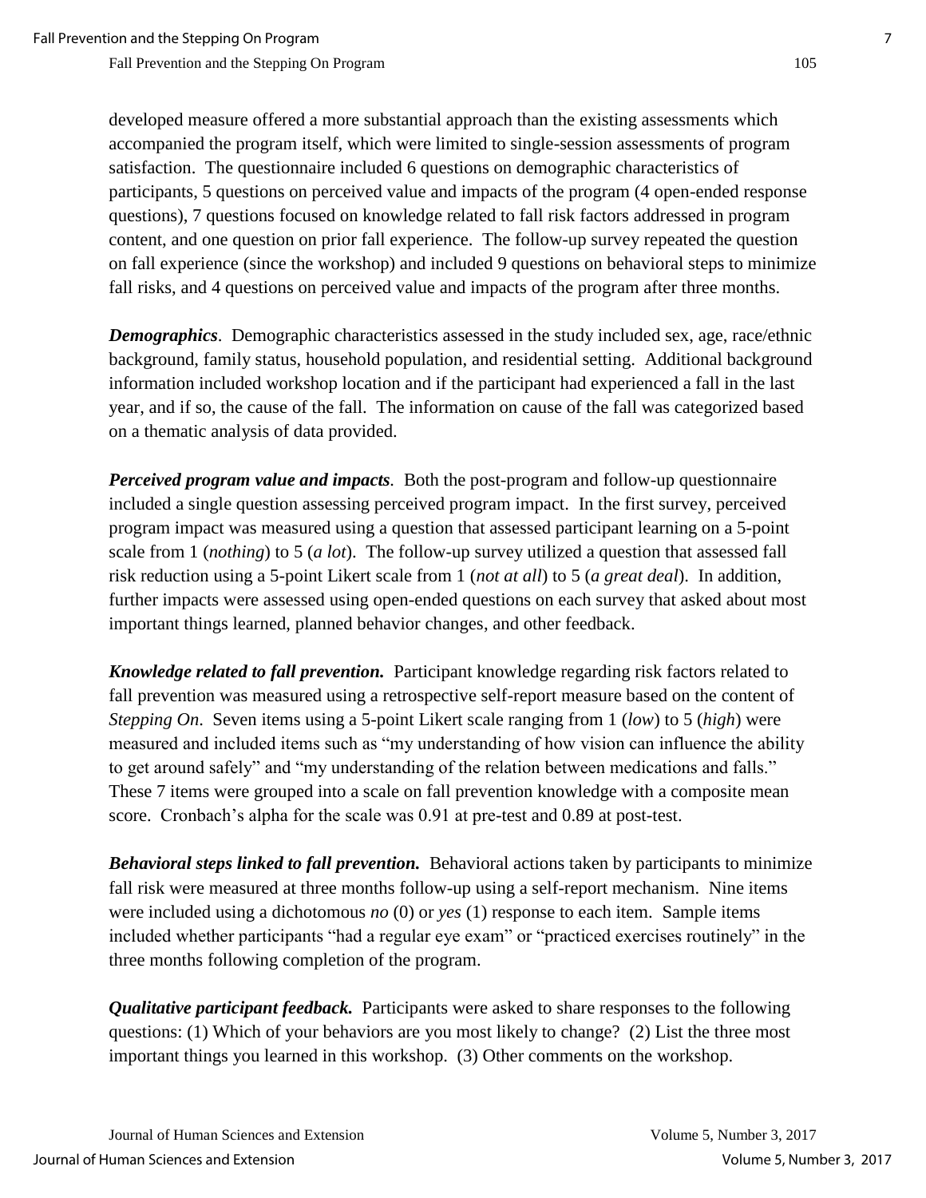developed measure offered a more substantial approach than the existing assessments which accompanied the program itself, which were limited to single-session assessments of program satisfaction. The questionnaire included 6 questions on demographic characteristics of participants, 5 questions on perceived value and impacts of the program (4 open-ended response questions), 7 questions focused on knowledge related to fall risk factors addressed in program content, and one question on prior fall experience. The follow-up survey repeated the question on fall experience (since the workshop) and included 9 questions on behavioral steps to minimize fall risks, and 4 questions on perceived value and impacts of the program after three months.

***Demographics***. Demographic characteristics assessed in the study included sex, age, race/ethnic background, family status, household population, and residential setting. Additional background information included workshop location and if the participant had experienced a fall in the last year, and if so, the cause of the fall. The information on cause of the fall was categorized based on a thematic analysis of data provided.

***Perceived program value and impacts***. Both the post-program and follow-up questionnaire included a single question assessing perceived program impact. In the first survey, perceived program impact was measured using a question that assessed participant learning on a 5-point scale from 1 (*nothing*) to 5 (*a lot*). The follow-up survey utilized a question that assessed fall risk reduction using a 5-point Likert scale from 1 (*not at all*) to 5 (*a great deal*). In addition, further impacts were assessed using open-ended questions on each survey that asked about most important things learned, planned behavior changes, and other feedback.

***Knowledge related to fall prevention.*** Participant knowledge regarding risk factors related to fall prevention was measured using a retrospective self-report measure based on the content of *Stepping On*. Seven items using a 5-point Likert scale ranging from 1 (*low*) to 5 (*high*) were measured and included items such as "my understanding of how vision can influence the ability to get around safely" and "my understanding of the relation between medications and falls." These 7 items were grouped into a scale on fall prevention knowledge with a composite mean score. Cronbach's alpha for the scale was 0.91 at pre-test and 0.89 at post-test.

***Behavioral steps linked to fall prevention.*** Behavioral actions taken by participants to minimize fall risk were measured at three months follow-up using a self-report mechanism. Nine items were included using a dichotomous *no* (0) or *yes* (1) response to each item. Sample items included whether participants "had a regular eye exam" or "practiced exercises routinely" in the three months following completion of the program.

***Qualitative participant feedback.*** Participants were asked to share responses to the following questions: (1) Which of your behaviors are you most likely to change? (2) List the three most important things you learned in this workshop. (3) Other comments on the workshop.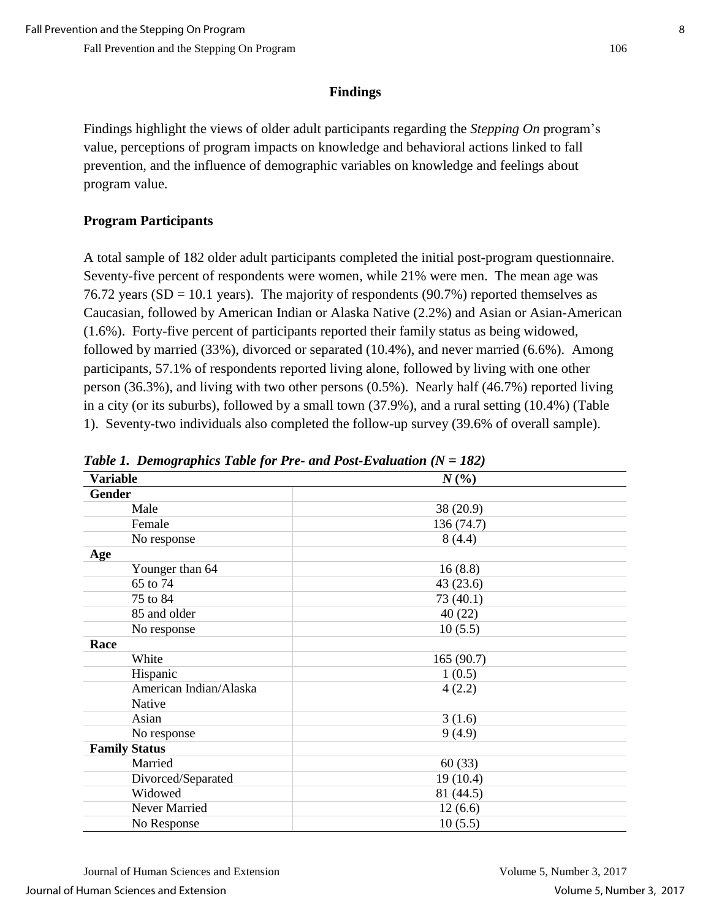## Findings

Findings highlight the views of older adult participants regarding the *Stepping On* program's value, perceptions of program impacts on knowledge and behavioral actions linked to fall prevention, and the influence of demographic variables on knowledge and feelings about program value.

### Program Participants

A total sample of 182 older adult participants completed the initial post-program questionnaire. Seventy-five percent of respondents were women, while 21% were men. The mean age was 76.72 years (SD = 10.1 years). The majority of respondents (90.7%) reported themselves as Caucasian, followed by American Indian or Alaska Native (2.2%) and Asian or Asian-American (1.6%). Forty-five percent of participants reported their family status as being widowed, followed by married (33%), divorced or separated (10.4%), and never married (6.6%). Among participants, 57.1% of respondents reported living alone, followed by living with one other person (36.3%), and living with two other persons (0.5%). Nearly half (46.7%) reported living in a city (or its suburbs), followed by a small town (37.9%), and a rural setting (10.4%) (Table 1). Seventy-two individuals also completed the follow-up survey (39.6% of overall sample).

***Table 1. Demographics Table for Pre- and Post-Evaluation (N = 182)***

| Variable | *N* (%) |
|---|---|
| **Gender** | |
| Male | 38 (20.9) |
| Female | 136 (74.7) |
| No response | 8 (4.4) |
| **Age** | |
| Younger than 64 | 16 (8.8) |
| 65 to 74 | 43 (23.6) |
| 75 to 84 | 73 (40.1) |
| 85 and older | 40 (22) |
| No response | 10 (5.5) |
| **Race** | |
| White | 165 (90.7) |
| Hispanic | 1 (0.5) |
| American Indian/Alaska Native | 4 (2.2) |
| Asian | 3 (1.6) |
| No response | 9 (4.9) |
| **Family Status** | |
| Married | 60 (33) |
| Divorced/Separated | 19 (10.4) |
| Widowed | 81 (44.5) |
| Never Married | 12 (6.6) |
| No Response | 10 (5.5) |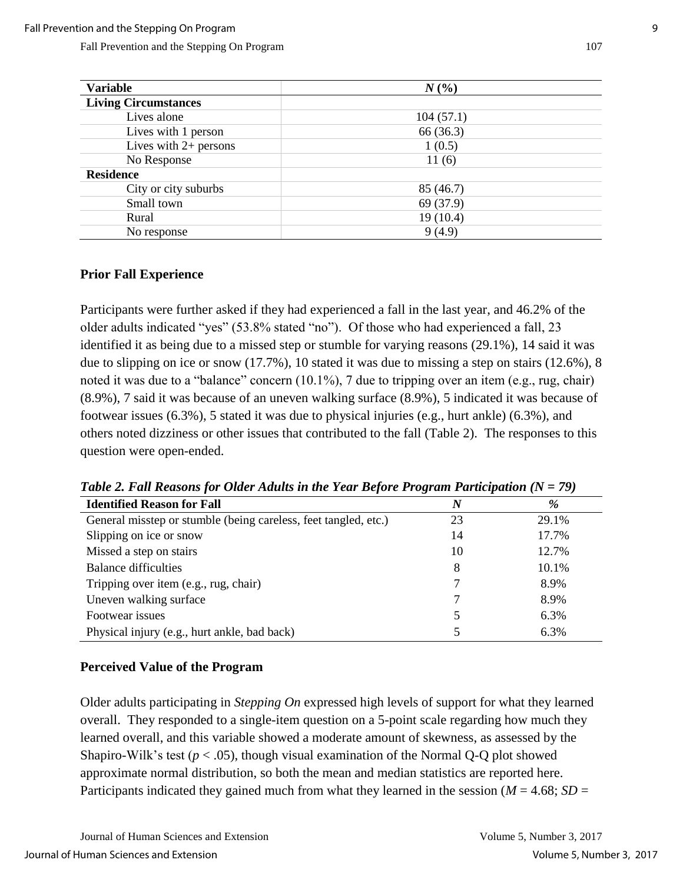| Variable | N (%) |
| --- | --- |
| **Living Circumstances** | |
| Lives alone | 104 (57.1) |
| Lives with 1 person | 66 (36.3) |
| Lives with 2+ persons | 1 (0.5) |
| No Response | 11 (6) |
| **Residence** | |
| City or city suburbs | 85 (46.7) |
| Small town | 69 (37.9) |
| Rural | 19 (10.4) |
| No response | 9 (4.9) |

### Prior Fall Experience

Participants were further asked if they had experienced a fall in the last year, and 46.2% of the older adults indicated "yes" (53.8% stated "no"). Of those who had experienced a fall, 23 identified it as being due to a missed step or stumble for varying reasons (29.1%), 14 said it was due to slipping on ice or snow (17.7%), 10 stated it was due to missing a step on stairs (12.6%), 8 noted it was due to a "balance" concern (10.1%), 7 due to tripping over an item (e.g., rug, chair) (8.9%), 7 said it was because of an uneven walking surface (8.9%), 5 indicated it was because of footwear issues (6.3%), 5 stated it was due to physical injuries (e.g., hurt ankle) (6.3%), and others noted dizziness or other issues that contributed to the fall (Table 2). The responses to this question were open-ended.

***Table 2. Fall Reasons for Older Adults in the Year Before Program Participation ($N = 79$)***

| Identified Reason for Fall | N | % |
| --- | --- | --- |
| General misstep or stumble (being careless, feet tangled, etc.) | 23 | 29.1% |
| Slipping on ice or snow | 14 | 17.7% |
| Missed a step on stairs | 10 | 12.7% |
| Balance difficulties | 8 | 10.1% |
| Tripping over item (e.g., rug, chair) | 7 | 8.9% |
| Uneven walking surface | 7 | 8.9% |
| Footwear issues | 5 | 6.3% |
| Physical injury (e.g., hurt ankle, bad back) | 5 | 6.3% |

### Perceived Value of the Program

Older adults participating in *Stepping On* expressed high levels of support for what they learned overall. They responded to a single-item question on a 5-point scale regarding how much they learned overall, and this variable showed a moderate amount of skewness, as assessed by the Shapiro-Wilk's test ($p < .05$), though visual examination of the Normal Q-Q plot showed approximate normal distribution, so both the mean and median statistics are reported here. Participants indicated they gained much from what they learned in the session ($M = 4.68$; $SD =$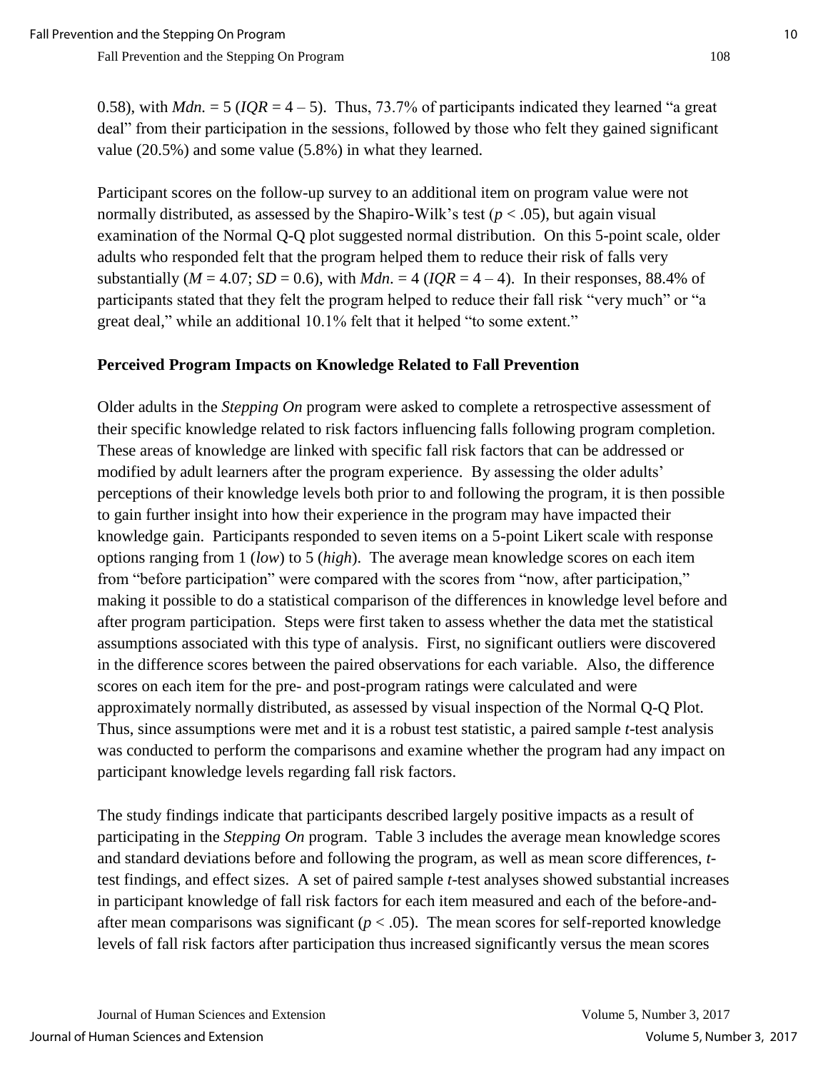0.58), with *Mdn.* = 5 (*IQR* = 4 – 5). Thus, 73.7% of participants indicated they learned "a great deal" from their participation in the sessions, followed by those who felt they gained significant value (20.5%) and some value (5.8%) in what they learned.

Participant scores on the follow-up survey to an additional item on program value were not normally distributed, as assessed by the Shapiro-Wilk's test ($p < .05$), but again visual examination of the Normal Q-Q plot suggested normal distribution. On this 5-point scale, older adults who responded felt that the program helped them to reduce their risk of falls very substantially ($M = 4.07$; $SD = 0.6$), with *Mdn.* = 4 (*IQR* = 4 – 4). In their responses, 88.4% of participants stated that they felt the program helped to reduce their fall risk "very much" or "a great deal," while an additional 10.1% felt that it helped "to some extent."

### Perceived Program Impacts on Knowledge Related to Fall Prevention

Older adults in the *Stepping On* program were asked to complete a retrospective assessment of their specific knowledge related to risk factors influencing falls following program completion. These areas of knowledge are linked with specific fall risk factors that can be addressed or modified by adult learners after the program experience. By assessing the older adults' perceptions of their knowledge levels both prior to and following the program, it is then possible to gain further insight into how their experience in the program may have impacted their knowledge gain. Participants responded to seven items on a 5-point Likert scale with response options ranging from 1 (*low*) to 5 (*high*). The average mean knowledge scores on each item from "before participation" were compared with the scores from "now, after participation," making it possible to do a statistical comparison of the differences in knowledge level before and after program participation. Steps were first taken to assess whether the data met the statistical assumptions associated with this type of analysis. First, no significant outliers were discovered in the difference scores between the paired observations for each variable. Also, the difference scores on each item for the pre- and post-program ratings were calculated and were approximately normally distributed, as assessed by visual inspection of the Normal Q-Q Plot. Thus, since assumptions were met and it is a robust test statistic, a paired sample *t*-test analysis was conducted to perform the comparisons and examine whether the program had any impact on participant knowledge levels regarding fall risk factors.

The study findings indicate that participants described largely positive impacts as a result of participating in the *Stepping On* program. Table 3 includes the average mean knowledge scores and standard deviations before and following the program, as well as mean score differences, *t*-test findings, and effect sizes. A set of paired sample *t*-test analyses showed substantial increases in participant knowledge of fall risk factors for each item measured and each of the before-and-after mean comparisons was significant ($p < .05$). The mean scores for self-reported knowledge levels of fall risk factors after participation thus increased significantly versus the mean scores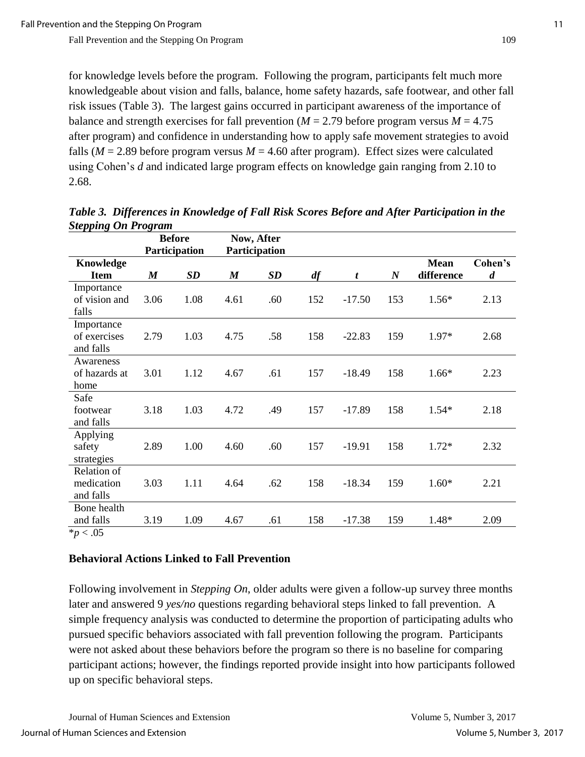for knowledge levels before the program. Following the program, participants felt much more knowledgeable about vision and falls, balance, home safety hazards, safe footwear, and other fall risk issues (Table 3). The largest gains occurred in participant awareness of the importance of balance and strength exercises for fall prevention ($M$ = 2.79 before program versus $M$ = 4.75 after program) and confidence in understanding how to apply safe movement strategies to avoid falls ($M$ = 2.89 before program versus $M$ = 4.60 after program). Effect sizes were calculated using Cohen's $d$ and indicated large program effects on knowledge gain ranging from 2.10 to 2.68.

***Table 3. Differences in Knowledge of Fall Risk Scores Before and After Participation in the Stepping On Program***

| | Before Participation | | Now, After Participation | | | | | | |
|---|---|---|---|---|---|---|---|---|---|
| **Knowledge Item** | ***M*** | ***SD*** | ***M*** | ***SD*** | ***df*** | ***t*** | ***N*** | **Mean difference** | **Cohen's *d*** |
| Importance of vision and falls | 3.06 | 1.08 | 4.61 | .60 | 152 | -17.50 | 153 | 1.56* | 2.13 |
| Importance of exercises and falls | 2.79 | 1.03 | 4.75 | .58 | 158 | -22.83 | 159 | 1.97* | 2.68 |
| Awareness of hazards at home | 3.01 | 1.12 | 4.67 | .61 | 157 | -18.49 | 158 | 1.66* | 2.23 |
| Safe footwear and falls | 3.18 | 1.03 | 4.72 | .49 | 157 | -17.89 | 158 | 1.54* | 2.18 |
| Applying safety strategies | 2.89 | 1.00 | 4.60 | .60 | 157 | -19.91 | 158 | 1.72* | 2.32 |
| Relation of medication and falls | 3.03 | 1.11 | 4.64 | .62 | 158 | -18.34 | 159 | 1.60* | 2.21 |
| Bone health and falls | 3.19 | 1.09 | 4.67 | .61 | 158 | -17.38 | 159 | 1.48* | 2.09 |

*$p < .05$

### Behavioral Actions Linked to Fall Prevention

Following involvement in *Stepping On*, older adults were given a follow-up survey three months later and answered 9 *yes/no* questions regarding behavioral steps linked to fall prevention. A simple frequency analysis was conducted to determine the proportion of participating adults who pursued specific behaviors associated with fall prevention following the program. Participants were not asked about these behaviors before the program so there is no baseline for comparing participant actions; however, the findings reported provide insight into how participants followed up on specific behavioral steps.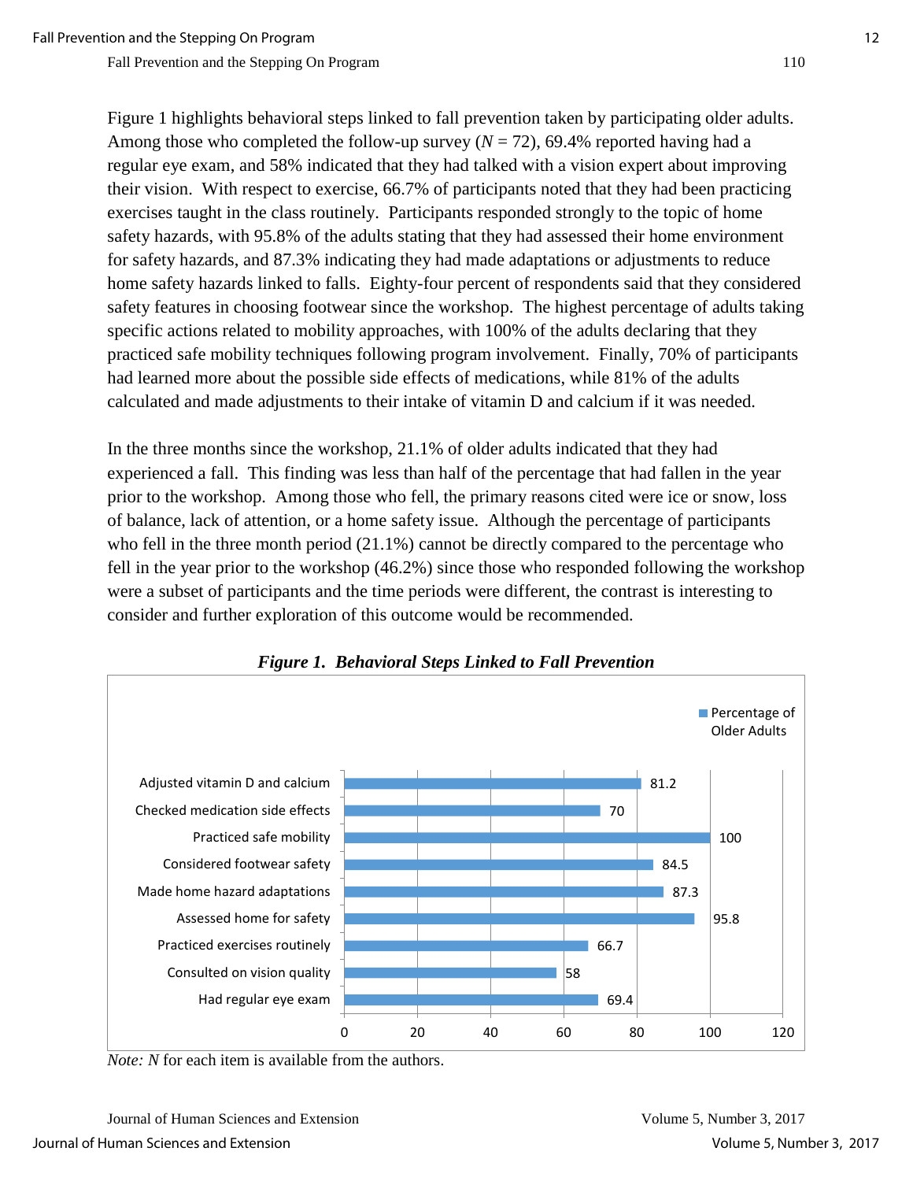Figure 1 highlights behavioral steps linked to fall prevention taken by participating older adults. Among those who completed the follow-up survey ($N$ = 72), 69.4% reported having had a regular eye exam, and 58% indicated that they had talked with a vision expert about improving their vision. With respect to exercise, 66.7% of participants noted that they had been practicing exercises taught in the class routinely. Participants responded strongly to the topic of home safety hazards, with 95.8% of the adults stating that they had assessed their home environment for safety hazards, and 87.3% indicating they had made adaptations or adjustments to reduce home safety hazards linked to falls. Eighty-four percent of respondents said that they considered safety features in choosing footwear since the workshop. The highest percentage of adults taking specific actions related to mobility approaches, with 100% of the adults declaring that they practiced safe mobility techniques following program involvement. Finally, 70% of participants had learned more about the possible side effects of medications, while 81% of the adults calculated and made adjustments to their intake of vitamin D and calcium if it was needed.

In the three months since the workshop, 21.1% of older adults indicated that they had experienced a fall. This finding was less than half of the percentage that had fallen in the year prior to the workshop. Among those who fell, the primary reasons cited were ice or snow, loss of balance, lack of attention, or a home safety issue. Although the percentage of participants who fell in the three month period (21.1%) cannot be directly compared to the percentage who fell in the year prior to the workshop (46.2%) since those who responded following the workshop were a subset of participants and the time periods were different, the contrast is interesting to consider and further exploration of this outcome would be recommended.

***Figure 1. Behavioral Steps Linked to Fall Prevention***

| Behavioral Step | Percentage of Older Adults |
|---|---|
| Adjusted vitamin D and calcium | 81.2 |
| Checked medication side effects | 70 |
| Practiced safe mobility | 100 |
| Considered footwear safety | 84.5 |
| Made home hazard adaptations | 87.3 |
| Assessed home for safety | 95.8 |
| Practiced exercises routinely | 66.7 |
| Consulted on vision quality | 58 |
| Had regular eye exam | 69.4 |

*Note: N* for each item is available from the authors.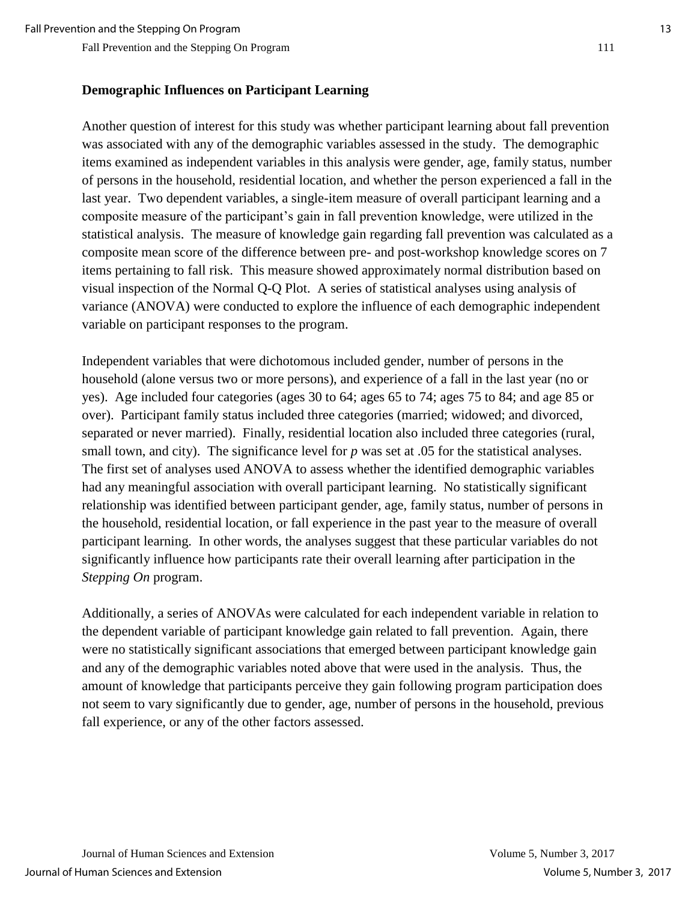### Demographic Influences on Participant Learning

Another question of interest for this study was whether participant learning about fall prevention was associated with any of the demographic variables assessed in the study. The demographic items examined as independent variables in this analysis were gender, age, family status, number of persons in the household, residential location, and whether the person experienced a fall in the last year. Two dependent variables, a single-item measure of overall participant learning and a composite measure of the participant's gain in fall prevention knowledge, were utilized in the statistical analysis. The measure of knowledge gain regarding fall prevention was calculated as a composite mean score of the difference between pre- and post-workshop knowledge scores on 7 items pertaining to fall risk. This measure showed approximately normal distribution based on visual inspection of the Normal Q-Q Plot. A series of statistical analyses using analysis of variance (ANOVA) were conducted to explore the influence of each demographic independent variable on participant responses to the program.

Independent variables that were dichotomous included gender, number of persons in the household (alone versus two or more persons), and experience of a fall in the last year (no or yes). Age included four categories (ages 30 to 64; ages 65 to 74; ages 75 to 84; and age 85 or over). Participant family status included three categories (married; widowed; and divorced, separated or never married). Finally, residential location also included three categories (rural, small town, and city). The significance level for $p$ was set at .05 for the statistical analyses. The first set of analyses used ANOVA to assess whether the identified demographic variables had any meaningful association with overall participant learning. No statistically significant relationship was identified between participant gender, age, family status, number of persons in the household, residential location, or fall experience in the past year to the measure of overall participant learning. In other words, the analyses suggest that these particular variables do not significantly influence how participants rate their overall learning after participation in the *Stepping On* program.

Additionally, a series of ANOVAs were calculated for each independent variable in relation to the dependent variable of participant knowledge gain related to fall prevention. Again, there were no statistically significant associations that emerged between participant knowledge gain and any of the demographic variables noted above that were used in the analysis. Thus, the amount of knowledge that participants perceive they gain following program participation does not seem to vary significantly due to gender, age, number of persons in the household, previous fall experience, or any of the other factors assessed.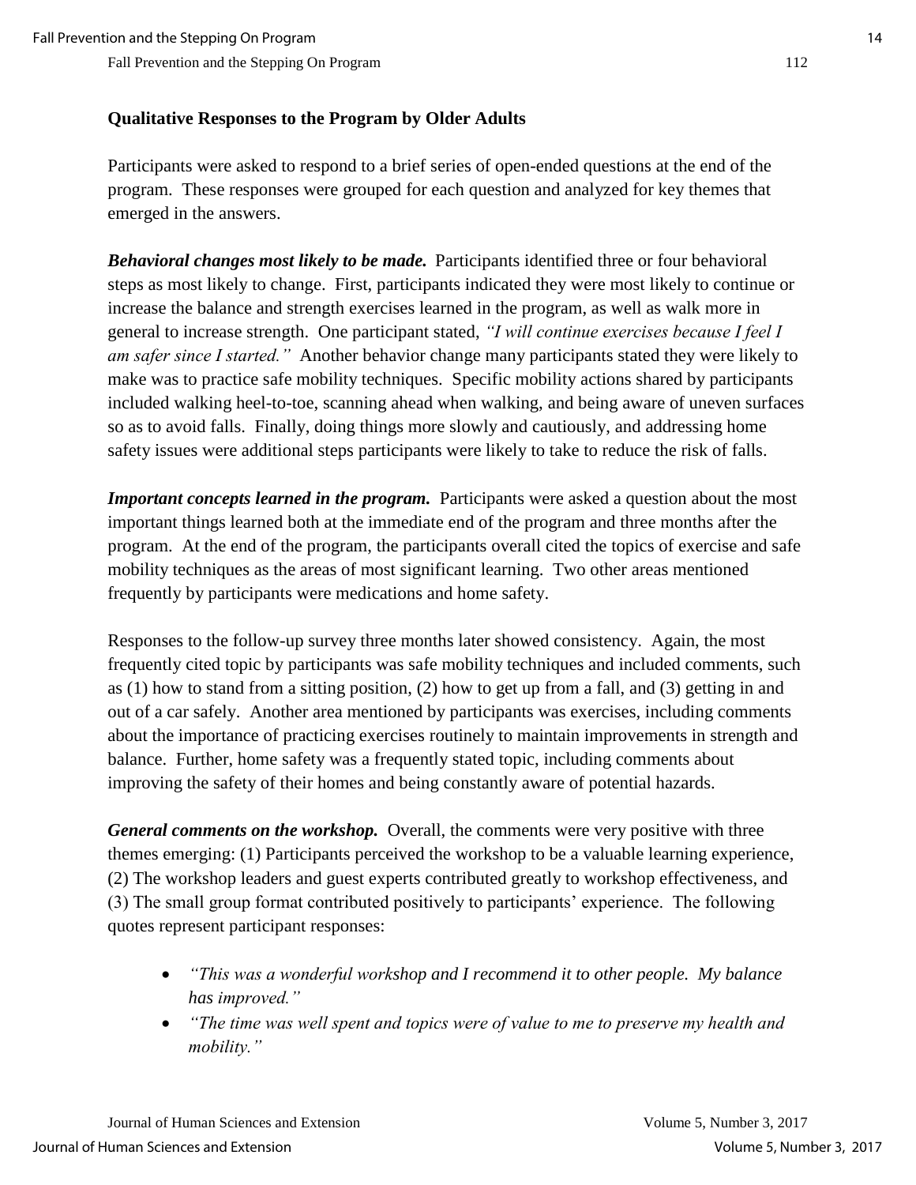## Qualitative Responses to the Program by Older Adults

Participants were asked to respond to a brief series of open-ended questions at the end of the program. These responses were grouped for each question and analyzed for key themes that emerged in the answers.

***Behavioral changes most likely to be made.*** Participants identified three or four behavioral steps as most likely to change. First, participants indicated they were most likely to continue or increase the balance and strength exercises learned in the program, as well as walk more in general to increase strength. One participant stated, *"I will continue exercises because I feel I am safer since I started."* Another behavior change many participants stated they were likely to make was to practice safe mobility techniques. Specific mobility actions shared by participants included walking heel-to-toe, scanning ahead when walking, and being aware of uneven surfaces so as to avoid falls. Finally, doing things more slowly and cautiously, and addressing home safety issues were additional steps participants were likely to take to reduce the risk of falls.

***Important concepts learned in the program.*** Participants were asked a question about the most important things learned both at the immediate end of the program and three months after the program. At the end of the program, the participants overall cited the topics of exercise and safe mobility techniques as the areas of most significant learning. Two other areas mentioned frequently by participants were medications and home safety.

Responses to the follow-up survey three months later showed consistency. Again, the most frequently cited topic by participants was safe mobility techniques and included comments, such as (1) how to stand from a sitting position, (2) how to get up from a fall, and (3) getting in and out of a car safely. Another area mentioned by participants was exercises, including comments about the importance of practicing exercises routinely to maintain improvements in strength and balance. Further, home safety was a frequently stated topic, including comments about improving the safety of their homes and being constantly aware of potential hazards.

***General comments on the workshop.*** Overall, the comments were very positive with three themes emerging: (1) Participants perceived the workshop to be a valuable learning experience, (2) The workshop leaders and guest experts contributed greatly to workshop effectiveness, and (3) The small group format contributed positively to participants' experience. The following quotes represent participant responses:

- *"This was a wonderful workshop and I recommend it to other people. My balance has improved."*
- *"The time was well spent and topics were of value to me to preserve my health and mobility."*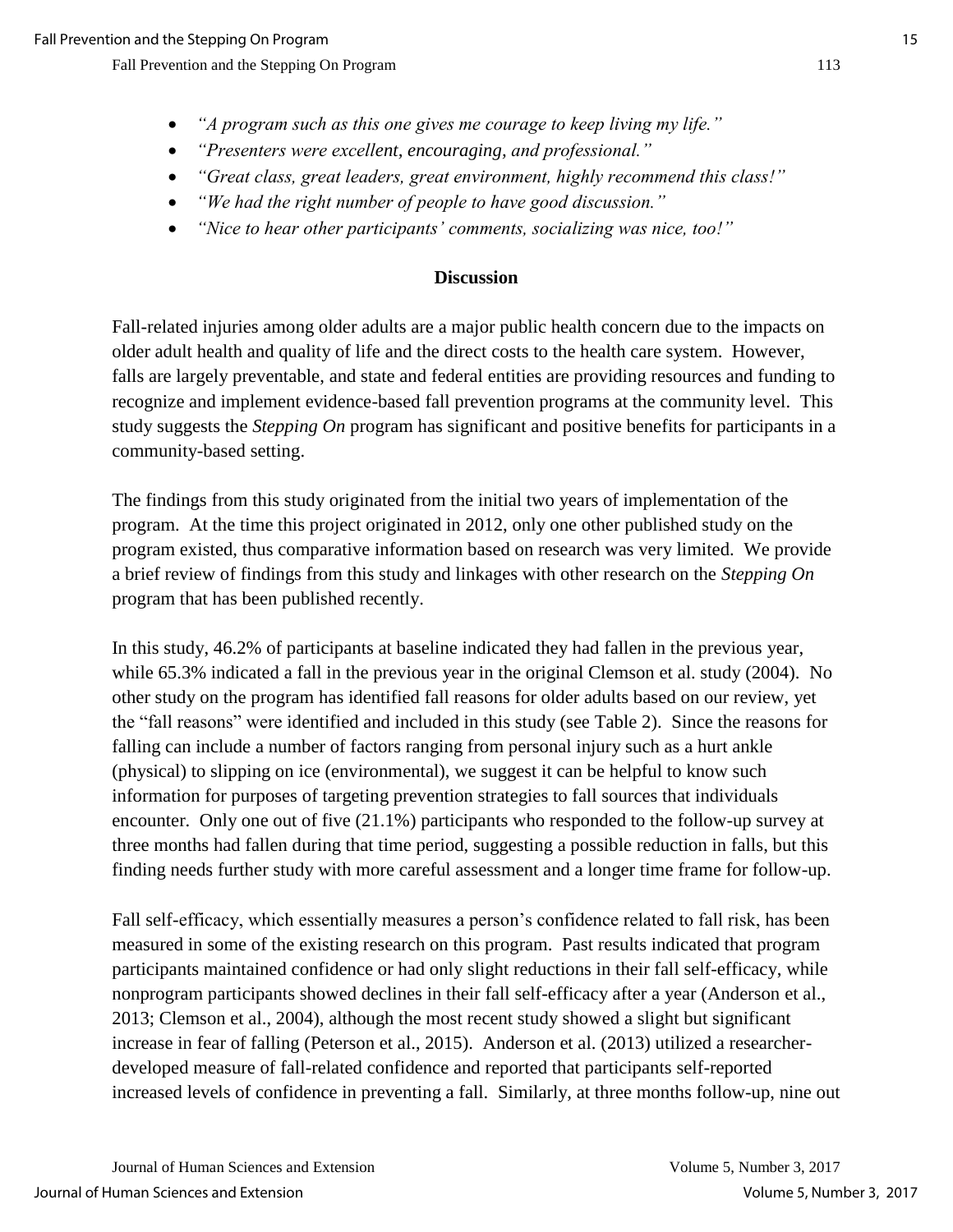- *"A program such as this one gives me courage to keep living my life."*
- *"Presenters were excellent, encouraging, and professional."*
- *"Great class, great leaders, great environment, highly recommend this class!"*
- *"We had the right number of people to have good discussion."*
- *"Nice to hear other participants' comments, socializing was nice, too!"*

## Discussion

Fall-related injuries among older adults are a major public health concern due to the impacts on older adult health and quality of life and the direct costs to the health care system. However, falls are largely preventable, and state and federal entities are providing resources and funding to recognize and implement evidence-based fall prevention programs at the community level. This study suggests the *Stepping On* program has significant and positive benefits for participants in a community-based setting.

The findings from this study originated from the initial two years of implementation of the program. At the time this project originated in 2012, only one other published study on the program existed, thus comparative information based on research was very limited. We provide a brief review of findings from this study and linkages with other research on the *Stepping On* program that has been published recently.

In this study, 46.2% of participants at baseline indicated they had fallen in the previous year, while 65.3% indicated a fall in the previous year in the original Clemson et al. study (2004). No other study on the program has identified fall reasons for older adults based on our review, yet the "fall reasons" were identified and included in this study (see Table 2). Since the reasons for falling can include a number of factors ranging from personal injury such as a hurt ankle (physical) to slipping on ice (environmental), we suggest it can be helpful to know such information for purposes of targeting prevention strategies to fall sources that individuals encounter. Only one out of five (21.1%) participants who responded to the follow-up survey at three months had fallen during that time period, suggesting a possible reduction in falls, but this finding needs further study with more careful assessment and a longer time frame for follow-up.

Fall self-efficacy, which essentially measures a person's confidence related to fall risk, has been measured in some of the existing research on this program. Past results indicated that program participants maintained confidence or had only slight reductions in their fall self-efficacy, while nonprogram participants showed declines in their fall self-efficacy after a year (Anderson et al., 2013; Clemson et al., 2004), although the most recent study showed a slight but significant increase in fear of falling (Peterson et al., 2015). Anderson et al. (2013) utilized a researcher-developed measure of fall-related confidence and reported that participants self-reported increased levels of confidence in preventing a fall. Similarly, at three months follow-up, nine out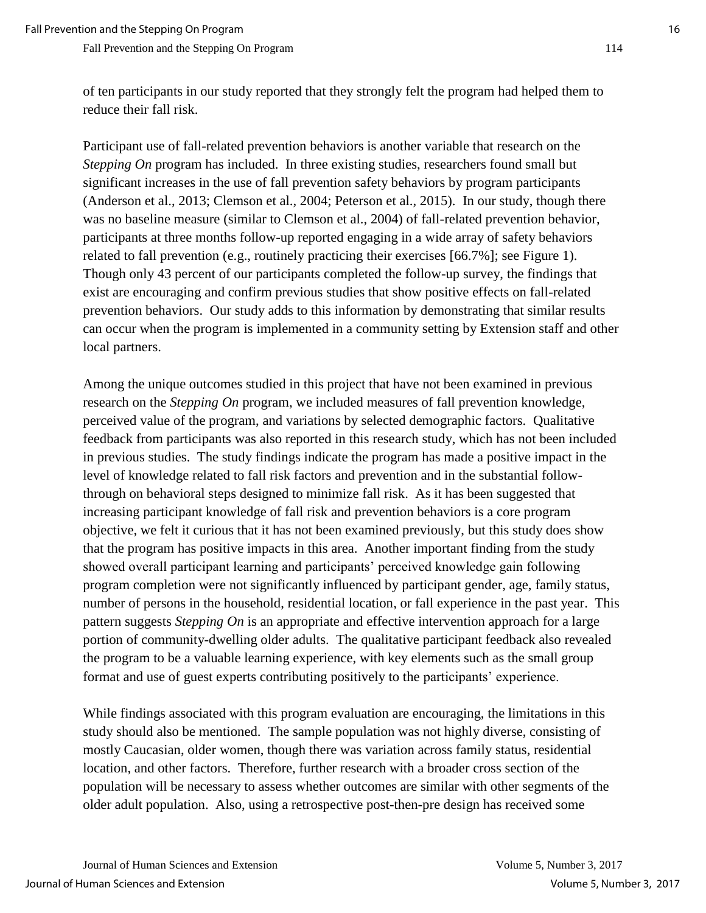of ten participants in our study reported that they strongly felt the program had helped them to reduce their fall risk.

Participant use of fall-related prevention behaviors is another variable that research on the *Stepping On* program has included. In three existing studies, researchers found small but significant increases in the use of fall prevention safety behaviors by program participants (Anderson et al., 2013; Clemson et al., 2004; Peterson et al., 2015). In our study, though there was no baseline measure (similar to Clemson et al., 2004) of fall-related prevention behavior, participants at three months follow-up reported engaging in a wide array of safety behaviors related to fall prevention (e.g., routinely practicing their exercises [66.7%]; see Figure 1). Though only 43 percent of our participants completed the follow-up survey, the findings that exist are encouraging and confirm previous studies that show positive effects on fall-related prevention behaviors. Our study adds to this information by demonstrating that similar results can occur when the program is implemented in a community setting by Extension staff and other local partners.

Among the unique outcomes studied in this project that have not been examined in previous research on the *Stepping On* program, we included measures of fall prevention knowledge, perceived value of the program, and variations by selected demographic factors. Qualitative feedback from participants was also reported in this research study, which has not been included in previous studies. The study findings indicate the program has made a positive impact in the level of knowledge related to fall risk factors and prevention and in the substantial follow-through on behavioral steps designed to minimize fall risk. As it has been suggested that increasing participant knowledge of fall risk and prevention behaviors is a core program objective, we felt it curious that it has not been examined previously, but this study does show that the program has positive impacts in this area. Another important finding from the study showed overall participant learning and participants' perceived knowledge gain following program completion were not significantly influenced by participant gender, age, family status, number of persons in the household, residential location, or fall experience in the past year. This pattern suggests *Stepping On* is an appropriate and effective intervention approach for a large portion of community-dwelling older adults. The qualitative participant feedback also revealed the program to be a valuable learning experience, with key elements such as the small group format and use of guest experts contributing positively to the participants' experience.

While findings associated with this program evaluation are encouraging, the limitations in this study should also be mentioned. The sample population was not highly diverse, consisting of mostly Caucasian, older women, though there was variation across family status, residential location, and other factors. Therefore, further research with a broader cross section of the population will be necessary to assess whether outcomes are similar with other segments of the older adult population. Also, using a retrospective post-then-pre design has received some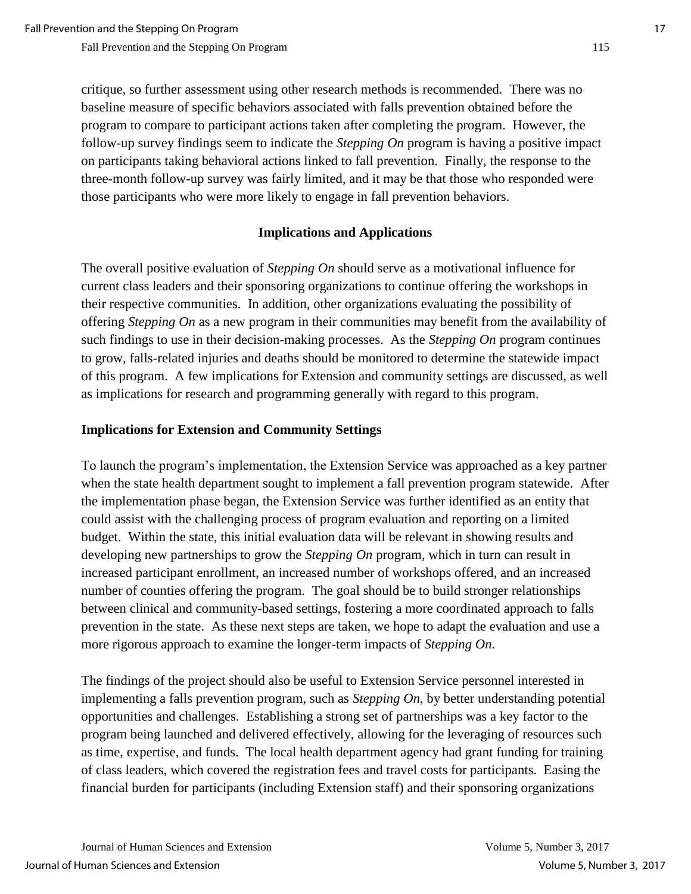critique, so further assessment using other research methods is recommended. There was no baseline measure of specific behaviors associated with falls prevention obtained before the program to compare to participant actions taken after completing the program. However, the follow-up survey findings seem to indicate the *Stepping On* program is having a positive impact on participants taking behavioral actions linked to fall prevention. Finally, the response to the three-month follow-up survey was fairly limited, and it may be that those who responded were those participants who were more likely to engage in fall prevention behaviors.

## Implications and Applications

The overall positive evaluation of *Stepping On* should serve as a motivational influence for current class leaders and their sponsoring organizations to continue offering the workshops in their respective communities. In addition, other organizations evaluating the possibility of offering *Stepping On* as a new program in their communities may benefit from the availability of such findings to use in their decision-making processes. As the *Stepping On* program continues to grow, falls-related injuries and deaths should be monitored to determine the statewide impact of this program. A few implications for Extension and community settings are discussed, as well as implications for research and programming generally with regard to this program.

### Implications for Extension and Community Settings

To launch the program's implementation, the Extension Service was approached as a key partner when the state health department sought to implement a fall prevention program statewide. After the implementation phase began, the Extension Service was further identified as an entity that could assist with the challenging process of program evaluation and reporting on a limited budget. Within the state, this initial evaluation data will be relevant in showing results and developing new partnerships to grow the *Stepping On* program, which in turn can result in increased participant enrollment, an increased number of workshops offered, and an increased number of counties offering the program. The goal should be to build stronger relationships between clinical and community-based settings, fostering a more coordinated approach to falls prevention in the state. As these next steps are taken, we hope to adapt the evaluation and use a more rigorous approach to examine the longer-term impacts of *Stepping On*.

The findings of the project should also be useful to Extension Service personnel interested in implementing a falls prevention program, such as *Stepping On*, by better understanding potential opportunities and challenges. Establishing a strong set of partnerships was a key factor to the program being launched and delivered effectively, allowing for the leveraging of resources such as time, expertise, and funds. The local health department agency had grant funding for training of class leaders, which covered the registration fees and travel costs for participants. Easing the financial burden for participants (including Extension staff) and their sponsoring organizations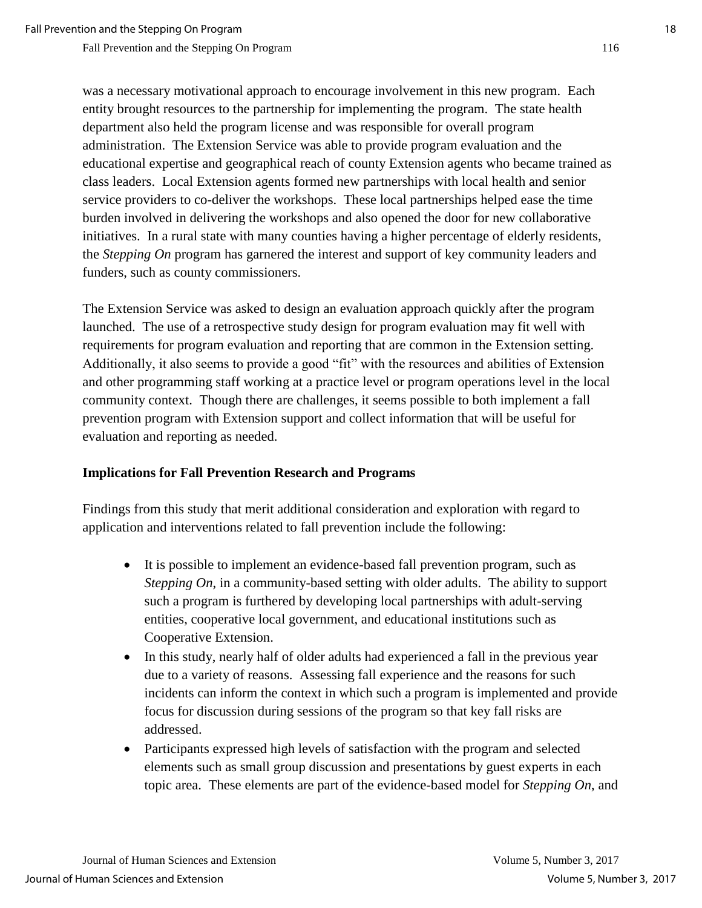was a necessary motivational approach to encourage involvement in this new program. Each entity brought resources to the partnership for implementing the program. The state health department also held the program license and was responsible for overall program administration. The Extension Service was able to provide program evaluation and the educational expertise and geographical reach of county Extension agents who became trained as class leaders. Local Extension agents formed new partnerships with local health and senior service providers to co-deliver the workshops. These local partnerships helped ease the time burden involved in delivering the workshops and also opened the door for new collaborative initiatives. In a rural state with many counties having a higher percentage of elderly residents, the *Stepping On* program has garnered the interest and support of key community leaders and funders, such as county commissioners.

The Extension Service was asked to design an evaluation approach quickly after the program launched. The use of a retrospective study design for program evaluation may fit well with requirements for program evaluation and reporting that are common in the Extension setting. Additionally, it also seems to provide a good "fit" with the resources and abilities of Extension and other programming staff working at a practice level or program operations level in the local community context. Though there are challenges, it seems possible to both implement a fall prevention program with Extension support and collect information that will be useful for evaluation and reporting as needed.

**Implications for Fall Prevention Research and Programs**

Findings from this study that merit additional consideration and exploration with regard to application and interventions related to fall prevention include the following:

- It is possible to implement an evidence-based fall prevention program, such as *Stepping On*, in a community-based setting with older adults. The ability to support such a program is furthered by developing local partnerships with adult-serving entities, cooperative local government, and educational institutions such as Cooperative Extension.
- In this study, nearly half of older adults had experienced a fall in the previous year due to a variety of reasons. Assessing fall experience and the reasons for such incidents can inform the context in which such a program is implemented and provide focus for discussion during sessions of the program so that key fall risks are addressed.
- Participants expressed high levels of satisfaction with the program and selected elements such as small group discussion and presentations by guest experts in each topic area. These elements are part of the evidence-based model for *Stepping On*, and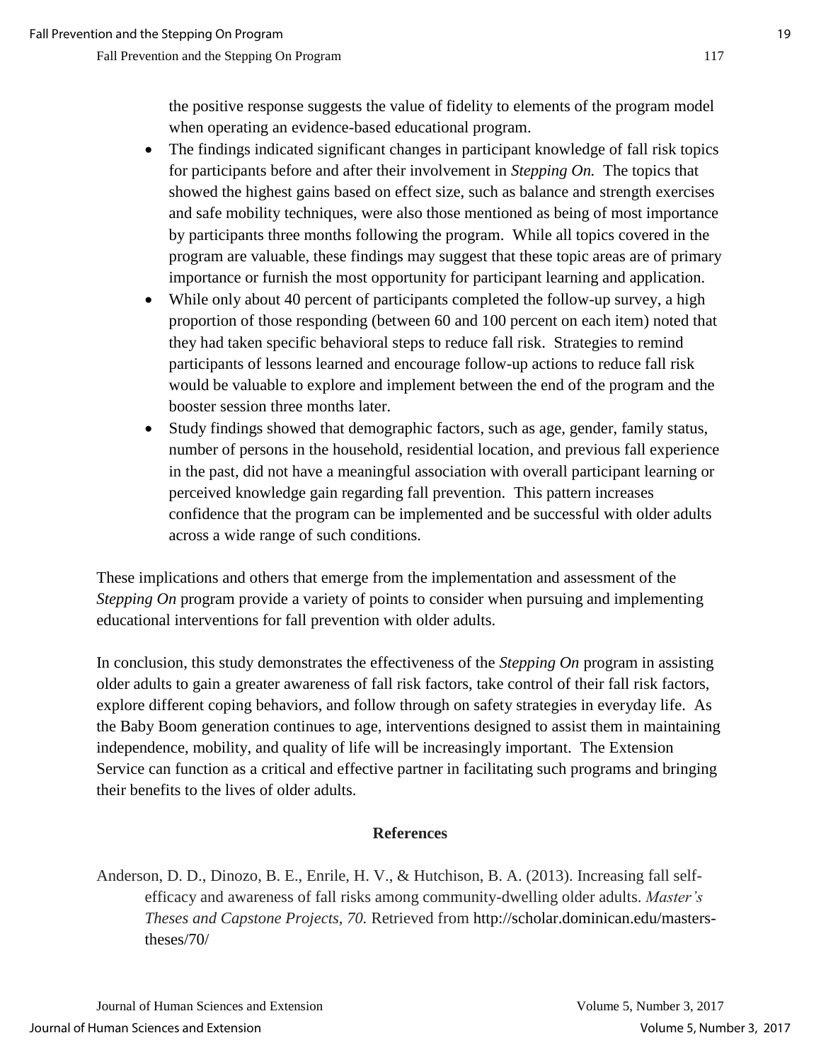the positive response suggests the value of fidelity to elements of the program model when operating an evidence-based educational program.

- The findings indicated significant changes in participant knowledge of fall risk topics for participants before and after their involvement in *Stepping On.* The topics that showed the highest gains based on effect size, such as balance and strength exercises and safe mobility techniques, were also those mentioned as being of most importance by participants three months following the program. While all topics covered in the program are valuable, these findings may suggest that these topic areas are of primary importance or furnish the most opportunity for participant learning and application.
- While only about 40 percent of participants completed the follow-up survey, a high proportion of those responding (between 60 and 100 percent on each item) noted that they had taken specific behavioral steps to reduce fall risk. Strategies to remind participants of lessons learned and encourage follow-up actions to reduce fall risk would be valuable to explore and implement between the end of the program and the booster session three months later.
- Study findings showed that demographic factors, such as age, gender, family status, number of persons in the household, residential location, and previous fall experience in the past, did not have a meaningful association with overall participant learning or perceived knowledge gain regarding fall prevention. This pattern increases confidence that the program can be implemented and be successful with older adults across a wide range of such conditions.

These implications and others that emerge from the implementation and assessment of the *Stepping On* program provide a variety of points to consider when pursuing and implementing educational interventions for fall prevention with older adults.

In conclusion, this study demonstrates the effectiveness of the *Stepping On* program in assisting older adults to gain a greater awareness of fall risk factors, take control of their fall risk factors, explore different coping behaviors, and follow through on safety strategies in everyday life. As the Baby Boom generation continues to age, interventions designed to assist them in maintaining independence, mobility, and quality of life will be increasingly important. The Extension Service can function as a critical and effective partner in facilitating such programs and bringing their benefits to the lives of older adults.

## References

Anderson, D. D., Dinozo, B. E., Enrile, H. V., & Hutchison, B. A. (2013). Increasing fall self-efficacy and awareness of fall risks among community-dwelling older adults. *Master's Theses and Capstone Projects, 70.* Retrieved from http://scholar.dominican.edu/masters-theses/70/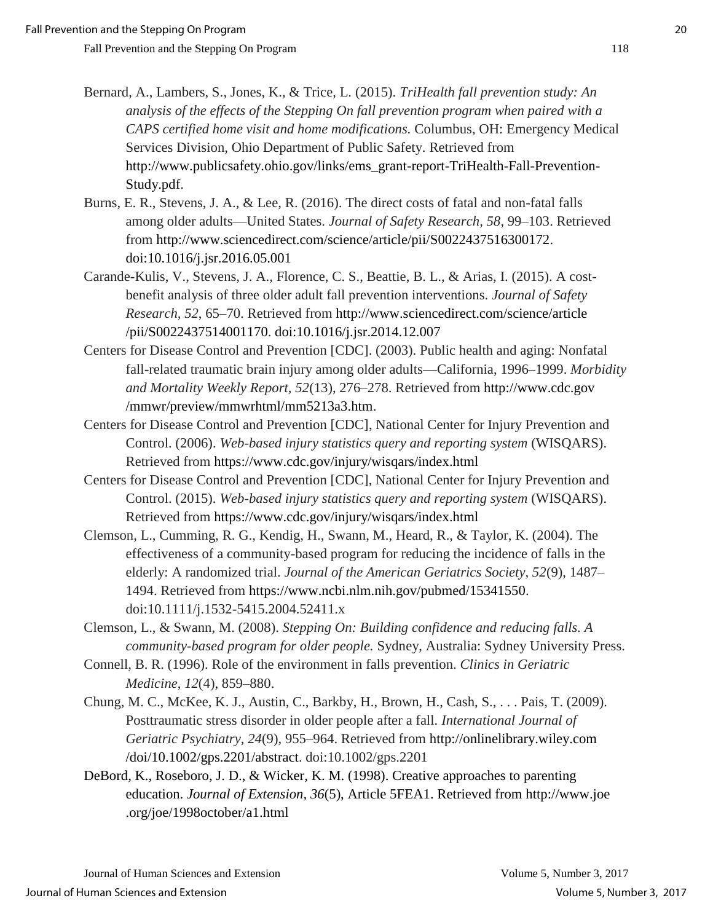Bernard, A., Lambers, S., Jones, K., & Trice, L. (2015). *TriHealth fall prevention study: An analysis of the effects of the Stepping On fall prevention program when paired with a CAPS certified home visit and home modifications.* Columbus, OH: Emergency Medical Services Division, Ohio Department of Public Safety. Retrieved from http://www.publicsafety.ohio.gov/links/ems_grant-report-TriHealth-Fall-Prevention-Study.pdf.

Burns, E. R., Stevens, J. A., & Lee, R. (2016). The direct costs of fatal and non-fatal falls among older adults—United States. *Journal of Safety Research*, *58*, 99–103. Retrieved from http://www.sciencedirect.com/science/article/pii/S0022437516300172. doi:10.1016/j.jsr.2016.05.001

Carande-Kulis, V., Stevens, J. A., Florence, C. S., Beattie, B. L., & Arias, I. (2015). A cost-benefit analysis of three older adult fall prevention interventions. *Journal of Safety Research, 52*, 65–70. Retrieved from http://www.sciencedirect.com/science/article/pii/S0022437514001170. doi:10.1016/j.jsr.2014.12.007

Centers for Disease Control and Prevention [CDC]. (2003). Public health and aging: Nonfatal fall-related traumatic brain injury among older adults—California, 1996–1999. *Morbidity and Mortality Weekly Report, 52*(13), 276–278. Retrieved from http://www.cdc.gov/mmwr/preview/mmwrhtml/mm5213a3.htm.

Centers for Disease Control and Prevention [CDC], National Center for Injury Prevention and Control. (2006). *Web-based injury statistics query and reporting system* (WISQARS). Retrieved from https://www.cdc.gov/injury/wisqars/index.html

Centers for Disease Control and Prevention [CDC], National Center for Injury Prevention and Control. (2015). *Web-based injury statistics query and reporting system* (WISQARS). Retrieved from https://www.cdc.gov/injury/wisqars/index.html

Clemson, L., Cumming, R. G., Kendig, H., Swann, M., Heard, R., & Taylor, K. (2004). The effectiveness of a community-based program for reducing the incidence of falls in the elderly: A randomized trial. *Journal of the American Geriatrics Society, 52*(9), 1487–1494. Retrieved from https://www.ncbi.nlm.nih.gov/pubmed/15341550. doi:10.1111/j.1532-5415.2004.52411.x

Clemson, L., & Swann, M. (2008). *Stepping On: Building confidence and reducing falls. A community-based program for older people.* Sydney, Australia: Sydney University Press.

Connell, B. R. (1996). Role of the environment in falls prevention. *Clinics in Geriatric Medicine*, *12*(4), 859–880.

Chung, M. C., McKee, K. J., Austin, C., Barkby, H., Brown, H., Cash, S., . . . Pais, T. (2009). Posttraumatic stress disorder in older people after a fall. *International Journal of Geriatric Psychiatry*, *24*(9), 955–964. Retrieved from http://onlinelibrary.wiley.com/doi/10.1002/gps.2201/abstract. doi:10.1002/gps.2201

DeBord, K., Roseboro, J. D., & Wicker, K. M. (1998). Creative approaches to parenting education. *Journal of Extension, 36*(5), Article 5FEA1. Retrieved from http://www.joe.org/joe/1998october/a1.html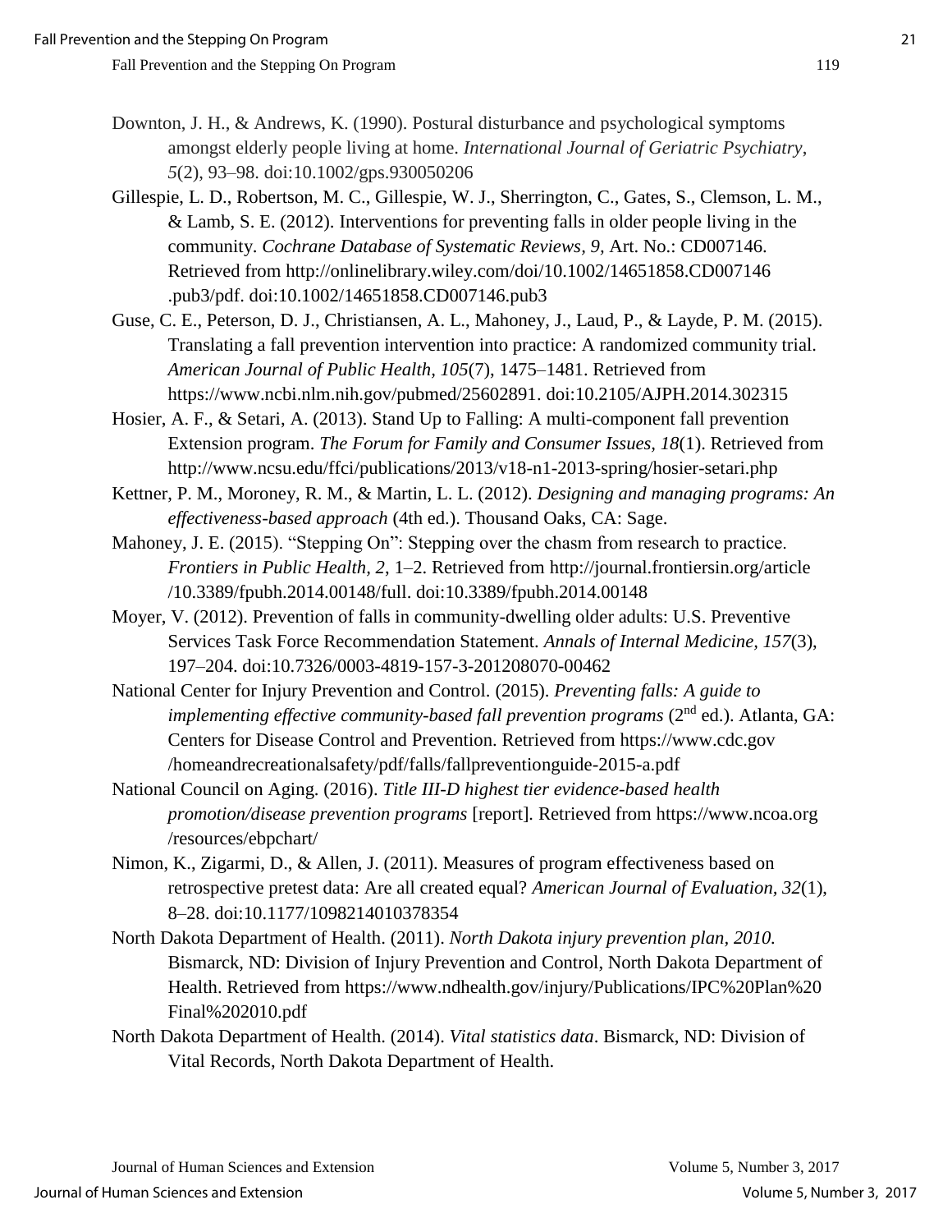Downton, J. H., & Andrews, K. (1990). Postural disturbance and psychological symptoms amongst elderly people living at home. *International Journal of Geriatric Psychiatry*, *5*(2), 93–98. doi:10.1002/gps.930050206

Gillespie, L. D., Robertson, M. C., Gillespie, W. J., Sherrington, C., Gates, S., Clemson, L. M., & Lamb, S. E. (2012). Interventions for preventing falls in older people living in the community. *Cochrane Database of Systematic Reviews, 9,* Art. No.: CD007146. Retrieved from http://onlinelibrary.wiley.com/doi/10.1002/14651858.CD007146.pub3/pdf. doi:10.1002/14651858.CD007146.pub3

Guse, C. E., Peterson, D. J., Christiansen, A. L., Mahoney, J., Laud, P., & Layde, P. M. (2015). Translating a fall prevention intervention into practice: A randomized community trial. *American Journal of Public Health, 105*(7), 1475–1481. Retrieved from https://www.ncbi.nlm.nih.gov/pubmed/25602891. doi:10.2105/AJPH.2014.302315

Hosier, A. F., & Setari, A. (2013). Stand Up to Falling: A multi-component fall prevention Extension program. *The Forum for Family and Consumer Issues, 18*(1). Retrieved from http://www.ncsu.edu/ffci/publications/2013/v18-n1-2013-spring/hosier-setari.php

Kettner, P. M., Moroney, R. M., & Martin, L. L. (2012). *Designing and managing programs: An effectiveness-based approach* (4th ed.). Thousand Oaks, CA: Sage.

Mahoney, J. E. (2015). "Stepping On": Stepping over the chasm from research to practice. *Frontiers in Public Health, 2,* 1–2. Retrieved from http://journal.frontiersin.org/article/10.3389/fpubh.2014.00148/full. doi:10.3389/fpubh.2014.00148

Moyer, V. (2012). Prevention of falls in community-dwelling older adults: U.S. Preventive Services Task Force Recommendation Statement. *Annals of Internal Medicine, 157*(3), 197–204. doi:10.7326/0003-4819-157-3-201208070-00462

National Center for Injury Prevention and Control. (2015). *Preventing falls: A guide to implementing effective community-based fall prevention programs* (2nd ed.). Atlanta, GA: Centers for Disease Control and Prevention. Retrieved from https://www.cdc.gov/homeandrecreationalsafety/pdf/falls/fallpreventionguide-2015-a.pdf

National Council on Aging. (2016). *Title III-D highest tier evidence-based health promotion/disease prevention programs* [report]. Retrieved from https://www.ncoa.org/resources/ebpchart/

Nimon, K., Zigarmi, D., & Allen, J. (2011). Measures of program effectiveness based on retrospective pretest data: Are all created equal? *American Journal of Evaluation, 32*(1), 8–28. doi:10.1177/1098214010378354

North Dakota Department of Health. (2011). *North Dakota injury prevention plan, 2010.* Bismarck, ND: Division of Injury Prevention and Control, North Dakota Department of Health. Retrieved from https://www.ndhealth.gov/injury/Publications/IPC%20Plan%20Final%202010.pdf

North Dakota Department of Health. (2014). *Vital statistics data*. Bismarck, ND: Division of Vital Records, North Dakota Department of Health.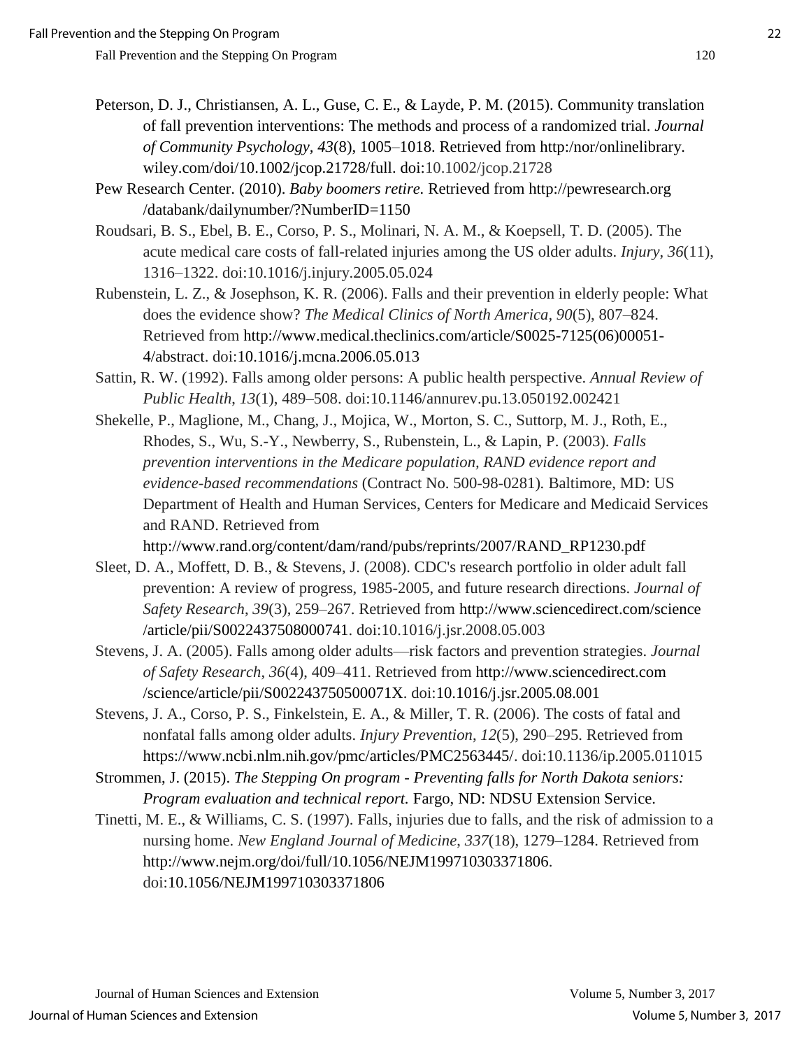Peterson, D. J., Christiansen, A. L., Guse, C. E., & Layde, P. M. (2015). Community translation of fall prevention interventions: The methods and process of a randomized trial. *Journal of Community Psychology*, *43*(8), 1005–1018. Retrieved from http:/nor/onlinelibrary. wiley.com/doi/10.1002/jcop.21728/full. doi:10.1002/jcop.21728

Pew Research Center. (2010). *Baby boomers retire.* Retrieved from http://pewresearch.org /databank/dailynumber/?NumberID=1150

Roudsari, B. S., Ebel, B. E., Corso, P. S., Molinari, N. A. M., & Koepsell, T. D. (2005). The acute medical care costs of fall-related injuries among the US older adults. *Injury*, *36*(11), 1316–1322. doi:10.1016/j.injury.2005.05.024

Rubenstein, L. Z., & Josephson, K. R. (2006). Falls and their prevention in elderly people: What does the evidence show? *The Medical Clinics of North America*, *90*(5), 807–824. Retrieved from http://www.medical.theclinics.com/article/S0025-7125(06)00051-4/abstract. doi:10.1016/j.mcna.2006.05.013

Sattin, R. W. (1992). Falls among older persons: A public health perspective. *Annual Review of Public Health*, *13*(1), 489–508. doi:10.1146/annurev.pu.13.050192.002421

Shekelle, P., Maglione, M., Chang, J., Mojica, W., Morton, S. C., Suttorp, M. J., Roth, E., Rhodes, S., Wu, S.-Y., Newberry, S., Rubenstein, L., & Lapin, P. (2003). *Falls prevention interventions in the Medicare population, RAND evidence report and evidence-based recommendations* (Contract No. 500-98-0281). Baltimore, MD: US Department of Health and Human Services, Centers for Medicare and Medicaid Services and RAND. Retrieved from http://www.rand.org/content/dam/rand/pubs/reprints/2007/RAND_RP1230.pdf

Sleet, D. A., Moffett, D. B., & Stevens, J. (2008). CDC's research portfolio in older adult fall prevention: A review of progress, 1985-2005, and future research directions. *Journal of Safety Research*, *39*(3), 259–267. Retrieved from http://www.sciencedirect.com/science /article/pii/S0022437508000741. doi:10.1016/j.jsr.2008.05.003

Stevens, J. A. (2005). Falls among older adults—risk factors and prevention strategies. *Journal of Safety Research*, *36*(4), 409–411. Retrieved from http://www.sciencedirect.com /science/article/pii/S002243750500071X. doi:10.1016/j.jsr.2005.08.001

Stevens, J. A., Corso, P. S., Finkelstein, E. A., & Miller, T. R. (2006). The costs of fatal and nonfatal falls among older adults. *Injury Prevention*, *12*(5), 290–295. Retrieved from https://www.ncbi.nlm.nih.gov/pmc/articles/PMC2563445/. doi:10.1136/ip.2005.011015

Strommen, J. (2015). *The Stepping On program - Preventing falls for North Dakota seniors: Program evaluation and technical report.* Fargo, ND: NDSU Extension Service.

Tinetti, M. E., & Williams, C. S. (1997). Falls, injuries due to falls, and the risk of admission to a nursing home. *New England Journal of Medicine*, *337*(18), 1279–1284. Retrieved from http://www.nejm.org/doi/full/10.1056/NEJM199710303371806. doi:10.1056/NEJM199710303371806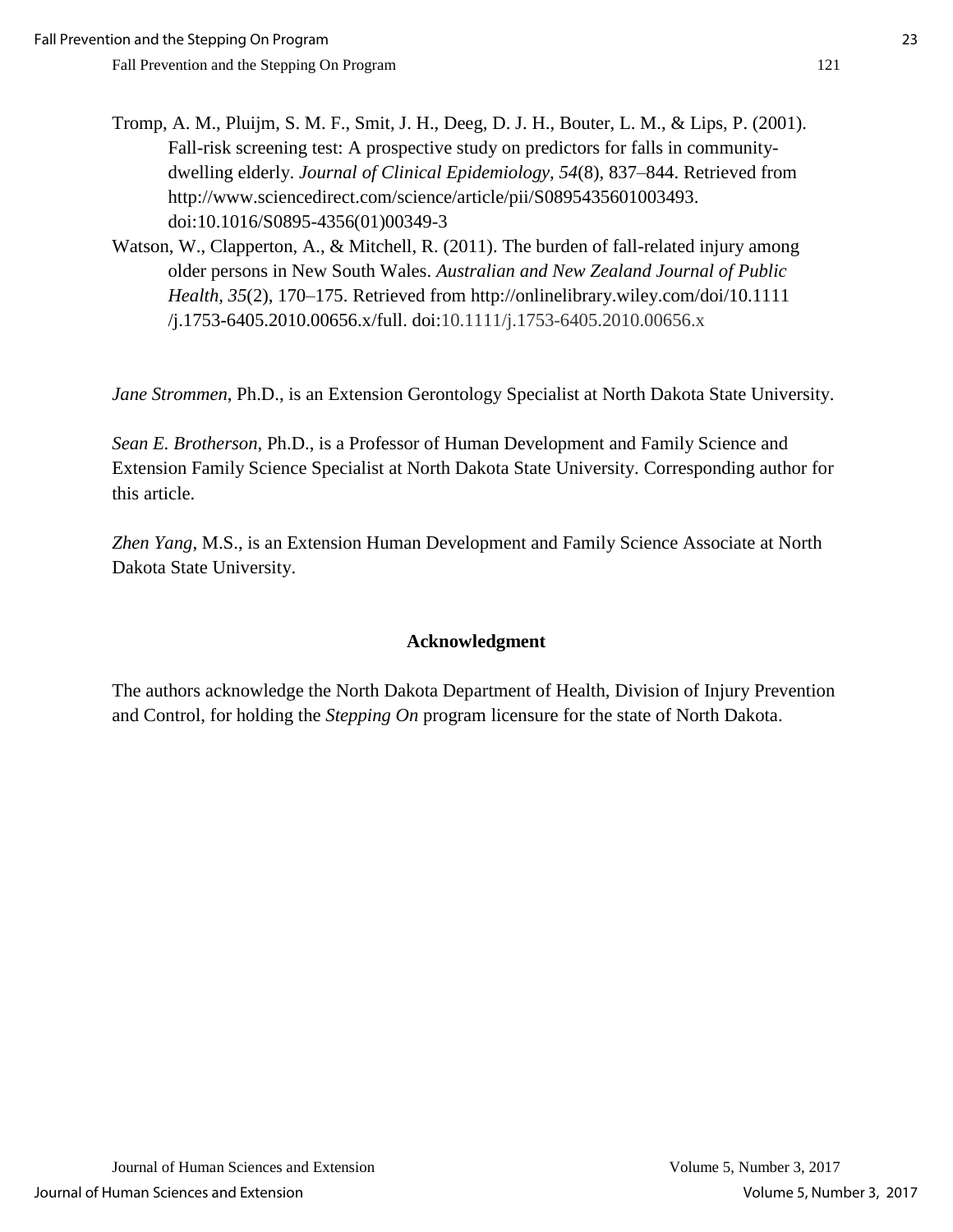Tromp, A. M., Pluijm, S. M. F., Smit, J. H., Deeg, D. J. H., Bouter, L. M., & Lips, P. (2001). Fall-risk screening test: A prospective study on predictors for falls in community-dwelling elderly. *Journal of Clinical Epidemiology, 54*(8), 837–844. Retrieved from http://www.sciencedirect.com/science/article/pii/S0895435601003493. doi:10.1016/S0895-4356(01)00349-3

Watson, W., Clapperton, A., & Mitchell, R. (2011). The burden of fall-related injury among older persons in New South Wales. *Australian and New Zealand Journal of Public Health, 35*(2), 170–175. Retrieved from http://onlinelibrary.wiley.com/doi/10.1111/j.1753-6405.2010.00656.x/full. doi:10.1111/j.1753-6405.2010.00656.x

*Jane Strommen*, Ph.D., is an Extension Gerontology Specialist at North Dakota State University.

*Sean E. Brotherson*, Ph.D., is a Professor of Human Development and Family Science and Extension Family Science Specialist at North Dakota State University. Corresponding author for this article.

*Zhen Yang*, M.S., is an Extension Human Development and Family Science Associate at North Dakota State University.

## Acknowledgment

The authors acknowledge the North Dakota Department of Health, Division of Injury Prevention and Control, for holding the *Stepping On* program licensure for the state of North Dakota.